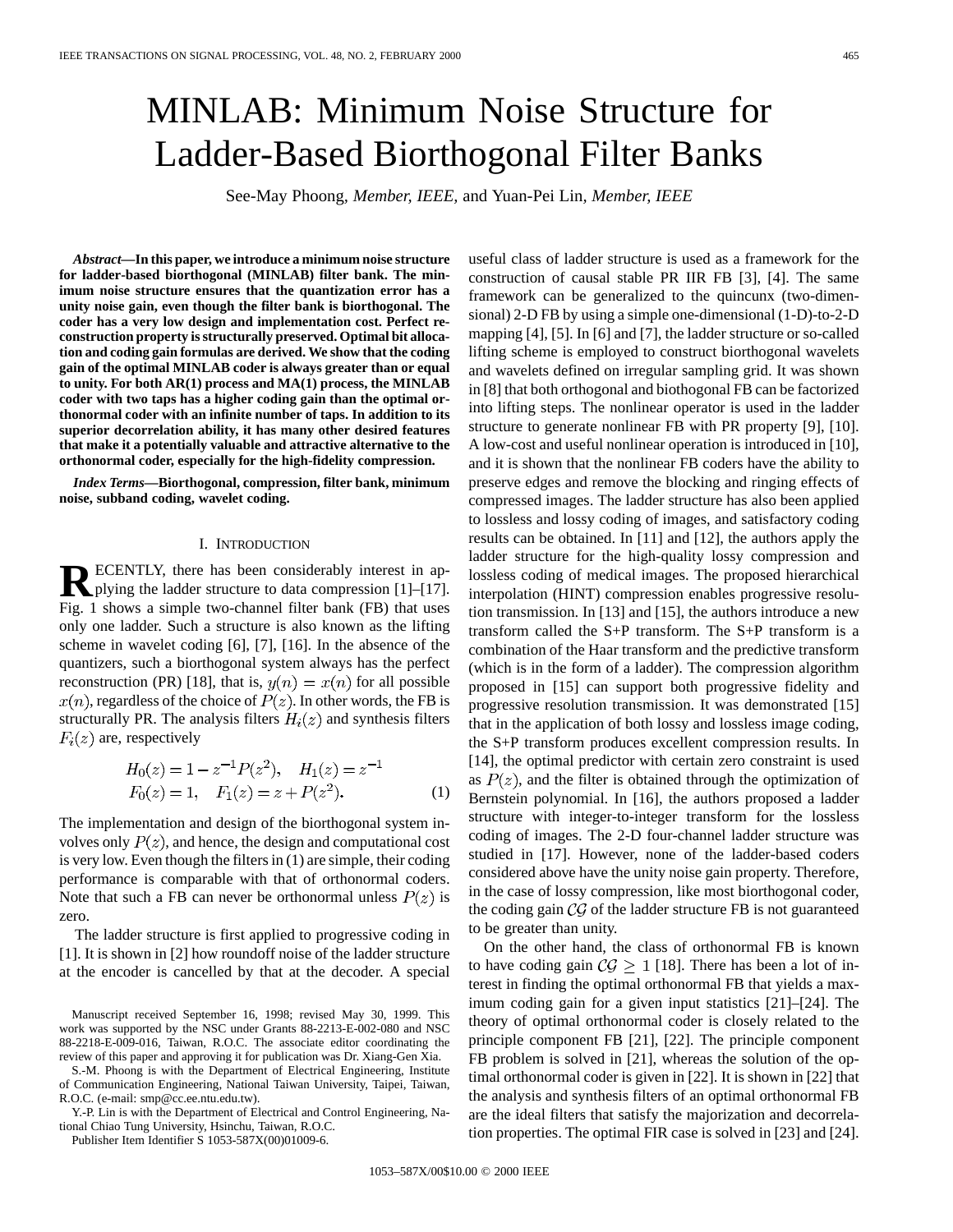# MINLAB: Minimum Noise Structure for Ladder-Based Biorthogonal Filter Banks

See-May Phoong, *Member, IEEE,* and Yuan-Pei Lin, *Member, IEEE*

***Abstract*—In this paper, we introduce a minimum noise structure for ladder-based biorthogonal (MINLAB) filter bank. The minimum noise structure ensures that the quantization error has a unity noise gain, even though the filter bank is biorthogonal. The coder has a very low design and implementation cost. Perfect reconstruction property is structurally preserved. Optimal bit allocation and coding gain formulas are derived. We show that the coding gain of the optimal MINLAB coder is always greater than or equal to unity. For both AR(1) process and MA(1) process, the MINLAB coder with two taps has a higher coding gain than the optimal orthonormal coder with an infinite number of taps. In addition to its superior decorrelation ability, it has many other desired features that make it a potentially valuable and attractive alternative to the orthonormal coder, especially for the high-fidelity compression.**

***Index Terms*—Biorthogonal, compression, filter bank, minimum noise, subband coding, wavelet coding.**

## I. Introduction

Recently, there has been considerably interest in applying the ladder structure to data compression [1]–[17]. Fig. 1 shows a simple two-channel filter bank (FB) that uses only one ladder. Such a structure is also known as the lifting scheme in wavelet coding [6], [7], [16]. In the absence of the quantizers, such a biorthogonal system always has the perfect reconstruction (PR) [18], that is, $y(n) = x(n)$ for all possible $x(n)$, regardless of the choice of $P(z)$. In other words, the FB is structurally PR. The analysis filters $H_i(z)$ and synthesis filters $F_i(z)$ are, respectively

$$H_0(z) = 1 - z^{-1}P(z^2), \quad H_1(z) = z^{-1}$$
$$F_0(z) = 1, \quad F_1(z) = z + P(z^2). \tag{1}$$

The implementation and design of the biorthogonal system involves only $P(z)$, and hence, the design and computational cost is very low. Even though the filters in (1) are simple, their coding performance is comparable with that of orthonormal coders. Note that such a FB can never be orthonormal unless $P(z)$ is zero.

The ladder structure is first applied to progressive coding in [1]. It is shown in [2] how roundoff noise of the ladder structure at the encoder is cancelled by that at the decoder. A special useful class of ladder structure is used as a framework for the construction of causal stable PR IIR FB [3], [4]. The same framework can be generalized to the quincunx (two-dimensional) 2-D FB by using a simple one-dimensional (1-D)-to-2-D mapping [4], [5]. In [6] and [7], the ladder structure or so-called lifting scheme is employed to construct biorthogonal wavelets and wavelets defined on irregular sampling grid. It was shown in [8] that both orthogonal and biothogonal FB can be factorized into lifting steps. The nonlinear operator is used in the ladder structure to generate nonlinear FB with PR property [9], [10]. A low-cost and useful nonlinear operation is introduced in [10], and it is shown that the nonlinear FB coders have the ability to preserve edges and remove the blocking and ringing effects of compressed images. The ladder structure has also been applied to lossless and lossy coding of images, and satisfactory coding results can be obtained. In [11] and [12], the authors apply the ladder structure for the high-quality lossy compression and lossless coding of medical images. The proposed hierarchical interpolation (HINT) compression enables progressive resolution transmission. In [13] and [15], the authors introduce a new transform called the S+P transform. The S+P transform is a combination of the Haar transform and the predictive transform (which is in the form of a ladder). The compression algorithm proposed in [15] can support both progressive fidelity and progressive resolution transmission. It was demonstrated [15] that in the application of both lossy and lossless image coding, the S+P transform produces excellent compression results. In [14], the optimal predictor with certain zero constraint is used as $P(z)$, and the filter is obtained through the optimization of Bernstein polynomial. In [16], the authors proposed a ladder structure with integer-to-integer transform for the lossless coding of images. The 2-D four-channel ladder structure was studied in [17]. However, none of the ladder-based coders considered above have the unity noise gain property. Therefore, in the case of lossy compression, like most biorthogonal coder, the coding gain $\mathcal{CG}$ of the ladder structure FB is not guaranteed to be greater than unity.

On the other hand, the class of orthonormal FB is known to have coding gain $\mathcal{CG} \geq 1$ [18]. There has been a lot of interest in finding the optimal orthonormal FB that yields a maximum coding gain for a given input statistics [21]–[24]. The theory of optimal orthonormal coder is closely related to the principle component FB [21], [22]. The principle component FB problem is solved in [21], whereas the solution of the optimal orthonormal coder is given in [22]. It is shown in [22] that the analysis and synthesis filters of an optimal orthonormal FB are the ideal filters that satisfy the majorization and decorrelation properties. The optimal FIR case is solved in [23] and [24].

---

Manuscript received September 16, 1998; revised May 30, 1999. This work was supported by the NSC under Grants 88-2213-E-002-080 and NSC 88-2218-E-009-016, Taiwan, R.O.C. The associate editor coordinating the review of this paper and approving it for publication was Dr. Xiang-Gen Xia.

S.-M. Phoong is with the Department of Electrical Engineering, Institute of Communication Engineering, National Taiwan University, Taipei, Taiwan, R.O.C. (e-mail: smp@cc.ee.ntu.edu.tw).

Y.-P. Lin is with the Department of Electrical and Control Engineering, National Chiao Tung University, Hsinchu, Taiwan, R.O.C.

Publisher Item Identifier S 1053-587X(00)01009-6.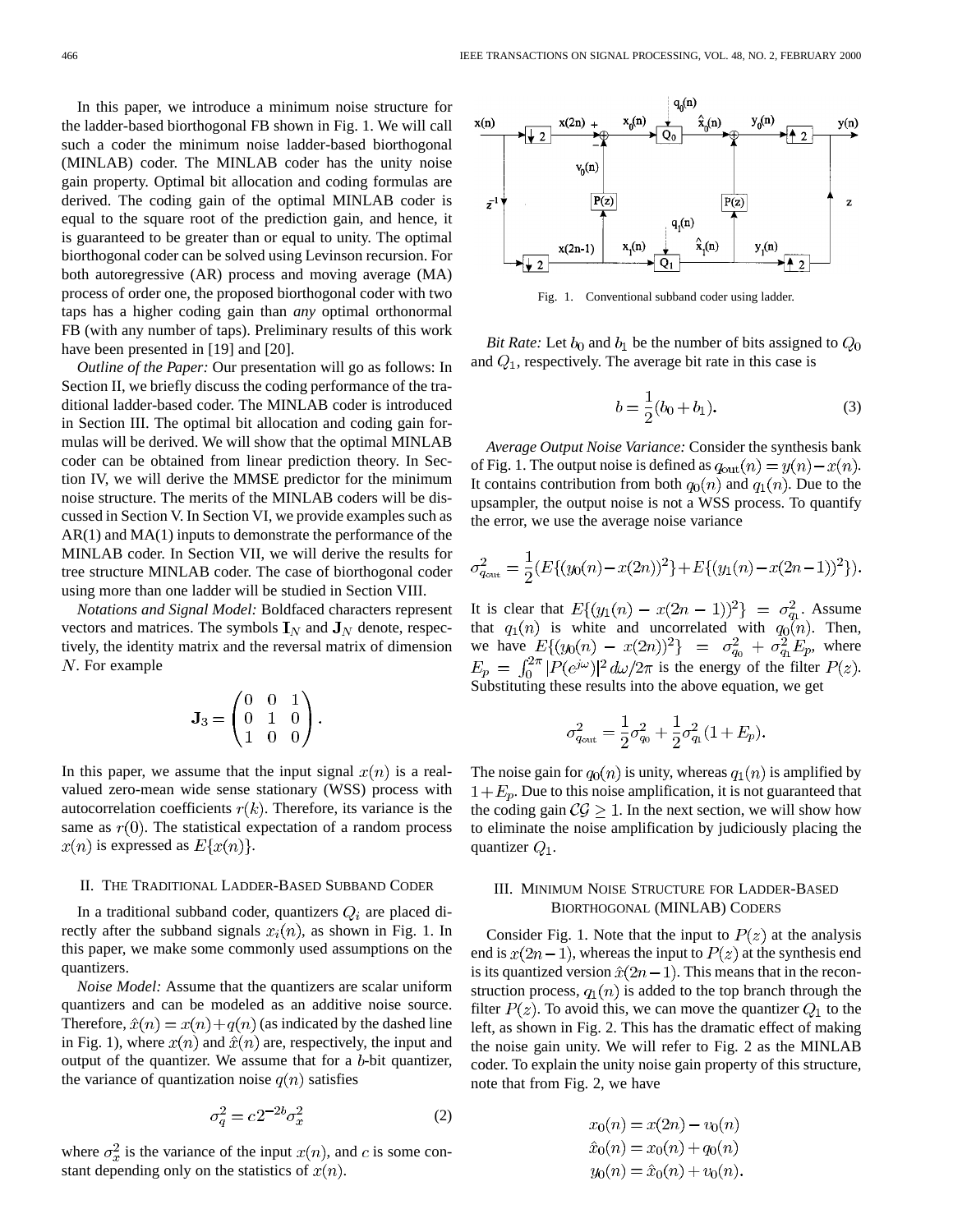In this paper, we introduce a minimum noise structure for the ladder-based biorthogonal FB shown in Fig. 1. We will call such a coder the minimum noise ladder-based biorthogonal (MINLAB) coder. The MINLAB coder has the unity noise gain property. Optimal bit allocation and coding formulas are derived. The coding gain of the optimal MINLAB coder is equal to the square root of the prediction gain, and hence, it is guaranteed to be greater than or equal to unity. The optimal biorthogonal coder can be solved using Levinson recursion. For both autoregressive (AR) process and moving average (MA) process of order one, the proposed biorthogonal coder with two taps has a higher coding gain than *any* optimal orthonormal FB (with any number of taps). Preliminary results of this work have been presented in [19] and [20].

*Outline of the Paper:* Our presentation will go as follows: In Section II, we briefly discuss the coding performance of the traditional ladder-based coder. The MINLAB coder is introduced in Section III. The optimal bit allocation and coding gain formulas will be derived. We will show that the optimal MINLAB coder can be obtained from linear prediction theory. In Section IV, we will derive the MMSE predictor for the minimum noise structure. The merits of the MINLAB coders will be discussed in Section V. In Section VI, we provide examples such as AR(1) and MA(1) inputs to demonstrate the performance of the MINLAB coder. In Section VII, we will derive the results for tree structure MINLAB coder. The case of biorthogonal coder using more than one ladder will be studied in Section VIII.

*Notations and Signal Model:* Boldfaced characters represent vectors and matrices. The symbols $\mathbf{I}_N$ and $\mathbf{J}_N$ denote, respectively, the identity matrix and the reversal matrix of dimension $N$. For example

$$\mathbf{J}_3 = \begin{pmatrix} 0 & 0 & 1 \\ 0 & 1 & 0 \\ 1 & 0 & 0 \end{pmatrix}.$$

In this paper, we assume that the input signal $x(n)$ is a real-valued zero-mean wide sense stationary (WSS) process with autocorrelation coefficients $r(k)$. Therefore, its variance is the same as $r(0)$. The statistical expectation of a random process $x(n)$ is expressed as $E\{x(n)\}$.

## II. The Traditional Ladder-Based Subband Coder

In a traditional subband coder, quantizers $Q_i$ are placed directly after the subband signals $x_i(n)$, as shown in Fig. 1. In this paper, we make some commonly used assumptions on the quantizers.

*Noise Model:* Assume that the quantizers are scalar uniform quantizers and can be modeled as an additive noise source. Therefore, $\hat{x}(n) = x(n) + q(n)$ (as indicated by the dashed line in Fig. 1), where $x(n)$ and $\hat{x}(n)$ are, respectively, the input and output of the quantizer. We assume that for a $b$-bit quantizer, the variance of quantization noise $q(n)$ satisfies

$$\sigma_q^2 = c2^{-2b}\sigma_x^2 \tag{2}$$

where $\sigma_x^2$ is the variance of the input $x(n)$, and $c$ is some constant depending only on the statistics of $x(n)$.

Fig. 1. Conventional subband coder using ladder.

*Bit Rate:* Let $b_0$ and $b_1$ be the number of bits assigned to $Q_0$ and $Q_1$, respectively. The average bit rate in this case is

$$b = \frac{1}{2}(b_0 + b_1). \tag{3}$$

*Average Output Noise Variance:* Consider the synthesis bank of Fig. 1. The output noise is defined as $q_{\text{out}}(n) = y(n) - x(n)$. It contains contribution from both $q_0(n)$ and $q_1(n)$. Due to the upsampler, the output noise is not a WSS process. To quantify the error, we use the average noise variance

$$\sigma_{q_{\text{out}}}^2 = \frac{1}{2}(E\{(y_0(n) - x(2n))^2\} + E\{(y_1(n) - x(2n-1))^2\}).$$

It is clear that $E\{(y_1(n) - x(2n-1))^2\} = \sigma_{q_1}^2$. Assume that $q_1(n)$ is white and uncorrelated with $q_0(n)$. Then, we have $E\{(y_0(n) - x(2n))^2\} = \sigma_{q_0}^2 + \sigma_{q_1}^2 E_p$, where $E_p = \int_0^{2\pi} |P(e^{j\omega})|^2 \, d\omega/2\pi$ is the energy of the filter $P(z)$. Substituting these results into the above equation, we get

$$\sigma_{q_{\text{out}}}^2 = \frac{1}{2}\sigma_{q_0}^2 + \frac{1}{2}\sigma_{q_1}^2(1 + E_p).$$

The noise gain for $q_0(n)$ is unity, whereas $q_1(n)$ is amplified by $1 + E_p$. Due to this noise amplification, it is not guaranteed that the coding gain $\mathcal{CG} \geq 1$. In the next section, we will show how to eliminate the noise amplification by judiciously placing the quantizer $Q_1$.

## III. Minimum Noise Structure for Ladder-Based Biorthogonal (MINLAB) Coders

Consider Fig. 1. Note that the input to $P(z)$ at the analysis end is $x(2n-1)$, whereas the input to $P(z)$ at the synthesis end is its quantized version $\hat{x}(2n-1)$. This means that in the reconstruction process, $q_1(n)$ is added to the top branch through the filter $P(z)$. To avoid this, we can move the quantizer $Q_1$ to the left, as shown in Fig. 2. This has the dramatic effect of making the noise gain unity. We will refer to Fig. 2 as the MINLAB coder. To explain the unity noise gain property of this structure, note that from Fig. 2, we have

$$\begin{aligned} x_0(n) &= x(2n) - v_0(n) \\ \hat{x}_0(n) &= x_0(n) + q_0(n) \\ y_0(n) &= \hat{x}_0(n) + v_0(n). \end{aligned}$$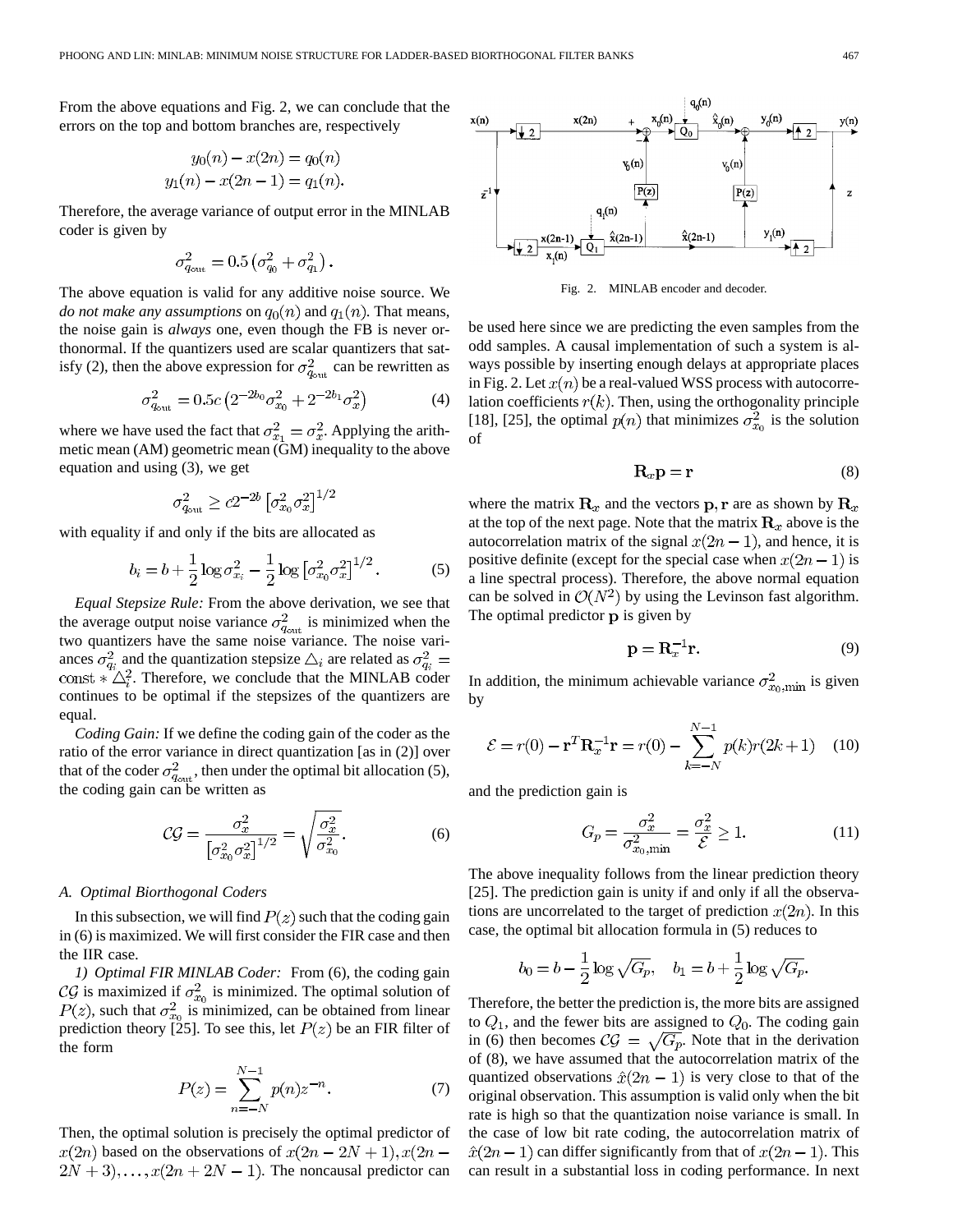From the above equations and Fig. 2, we can conclude that the errors on the top and bottom branches are, respectively

$$y_0(n) - x(2n) = q_0(n)$$
$$y_1(n) - x(2n-1) = q_1(n).$$

Therefore, the average variance of output error in the MINLAB coder is given by

$$\sigma^2_{q_{\text{out}}} = 0.5\left(\sigma^2_{q_0} + \sigma^2_{q_1}\right).$$

The above equation is valid for any additive noise source. We *do not make any assumptions* on $q_0(n)$ and $q_1(n)$. That means, the noise gain is *always* one, even though the FB is never orthonormal. If the quantizers used are scalar quantizers that satisfy (2), then the above expression for $\sigma^2_{q_{\text{out}}}$ can be rewritten as

$$\sigma^2_{q_{\text{out}}} = 0.5c\left(2^{-2b_0}\sigma^2_{x_0} + 2^{-2b_1}\sigma^2_x\right) \quad (4)$$

where we have used the fact that $\sigma^2_{x_1} = \sigma^2_x$. Applying the arithmetic mean (AM) geometric mean (GM) inequality to the above equation and using (3), we get

$$\sigma^2_{q_{\text{out}}} \geq c2^{-2b}\left[\sigma^2_{x_0}\sigma^2_x\right]^{1/2}$$

with equality if and only if the bits are allocated as

$$b_i = b + \frac{1}{2}\log\sigma^2_{x_i} - \frac{1}{2}\log\left[\sigma^2_{x_0}\sigma^2_x\right]^{1/2}. \quad (5)$$

*Equal Stepsize Rule:* From the above derivation, we see that the average output noise variance $\sigma^2_{q_{\text{out}}}$ is minimized when the two quantizers have the same noise variance. The noise variances $\sigma^2_{q_i}$ and the quantization stepsize $\triangle_i$ are related as $\sigma^2_{q_i} = \text{const} * \triangle_i^2$. Therefore, we conclude that the MINLAB coder continues to be optimal if the stepsizes of the quantizers are equal.

*Coding Gain:* If we define the coding gain of the coder as the ratio of the error variance in direct quantization [as in (2)] over that of the coder $\sigma^2_{q_{\text{out}}}$, then under the optimal bit allocation (5), the coding gain can be written as

$$\mathcal{CG} = \frac{\sigma^2_x}{\left[\sigma^2_{x_0}\sigma^2_x\right]^{1/2}} = \sqrt{\frac{\sigma^2_x}{\sigma^2_{x_0}}}. \quad (6)$$

### A. Optimal Biorthogonal Coders

In this subsection, we will find $P(z)$ such that the coding gain in (6) is maximized. We will first consider the FIR case and then the IIR case.

*1) Optimal FIR MINLAB Coder:* From (6), the coding gain $\mathcal{CG}$ is maximized if $\sigma^2_{x_0}$ is minimized. The optimal solution of $P(z)$, such that $\sigma^2_{x_0}$ is minimized, can be obtained from linear prediction theory [25]. To see this, let $P(z)$ be an FIR filter of the form

$$P(z) = \sum_{n=-N}^{N-1} p(n)z^{-n}. \quad (7)$$

Then, the optimal solution is precisely the optimal predictor of $x(2n)$ based on the observations of $x(2n-2N+1), x(2n-2N+3), \ldots, x(2n+2N-1)$. The noncausal predictor can be used here since we are predicting the even samples from the odd samples. A causal implementation of such a system is always possible by inserting enough delays at appropriate places in Fig. 2. Let $x(n)$ be a real-valued WSS process with autocorrelation coefficients $r(k)$. Then, using the orthogonality principle [18], [25], the optimal $p(n)$ that minimizes $\sigma^2_{x_0}$ is the solution of

Fig. 2. MINLAB encoder and decoder.

$$\mathbf{R}_x\mathbf{p} = \mathbf{r} \quad (8)$$

where the matrix $\mathbf{R}_x$ and the vectors $\mathbf{p}, \mathbf{r}$ are as shown by $\mathbf{R}_x$ at the top of the next page. Note that the matrix $\mathbf{R}_x$ above is the autocorrelation matrix of the signal $x(2n-1)$, and hence, it is positive definite (except for the special case when $x(2n-1)$ is a line spectral process). Therefore, the above normal equation can be solved in $\mathcal{O}(N^2)$ by using the Levinson fast algorithm. The optimal predictor $\mathbf{p}$ is given by

$$\mathbf{p} = \mathbf{R}_x^{-1}\mathbf{r}. \quad (9)$$

In addition, the minimum achievable variance $\sigma^2_{x_0,\min}$ is given by

$$\mathcal{E} = r(0) - \mathbf{r}^T\mathbf{R}_x^{-1}\mathbf{r} = r(0) - \sum_{k=-N}^{N-1} p(k)r(2k+1) \quad (10)$$

and the prediction gain is

$$G_p = \frac{\sigma^2_x}{\sigma^2_{x_0,\min}} = \frac{\sigma^2_x}{\mathcal{E}} \geq 1. \quad (11)$$

The above inequality follows from the linear prediction theory [25]. The prediction gain is unity if and only if all the observations are uncorrelated to the target of prediction $x(2n)$. In this case, the optimal bit allocation formula in (5) reduces to

$$b_0 = b - \frac{1}{2}\log\sqrt{G_p}, \quad b_1 = b + \frac{1}{2}\log\sqrt{G_p}.$$

Therefore, the better the prediction is, the more bits are assigned to $Q_1$, and the fewer bits are assigned to $Q_0$. The coding gain in (6) then becomes $\mathcal{CG} = \sqrt{G_p}$. Note that in the derivation of (8), we have assumed that the autocorrelation matrix of the quantized observations $\hat{x}(2n-1)$ is very close to that of the original observation. This assumption is valid only when the bit rate is high so that the quantization noise variance is small. In the case of low bit rate coding, the autocorrelation matrix of $\hat{x}(2n-1)$ can differ significantly from that of $x(2n-1)$. This can result in a substantial loss in coding performance. In next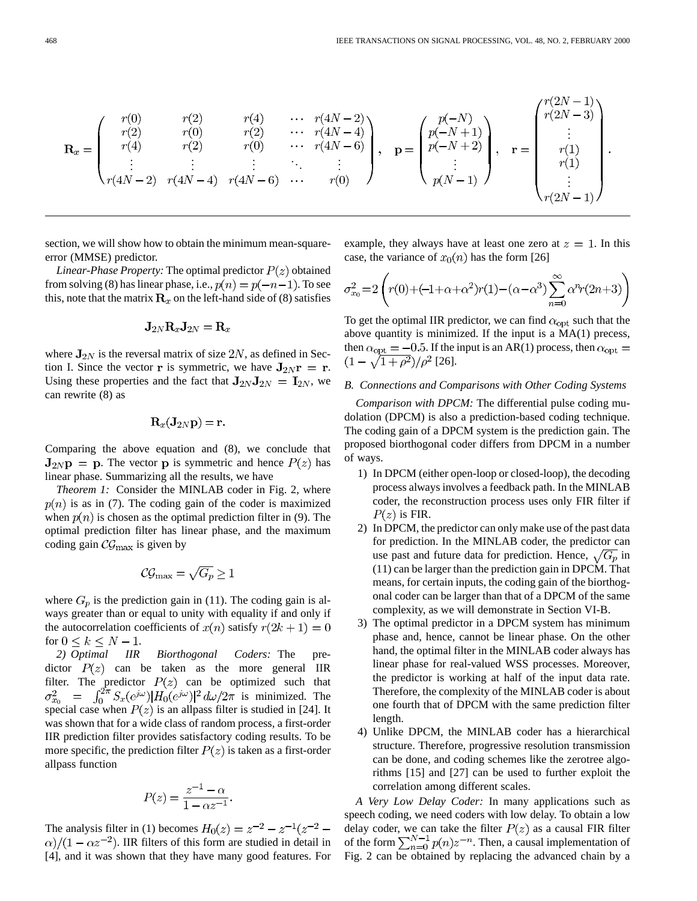$$
\mathbf{R}_x = \begin{pmatrix} r(0) & r(2) & r(4) & \cdots & r(4N-2) \\ r(2) & r(0) & r(2) & \cdots & r(4N-4) \\ r(4) & r(2) & r(0) & \cdots & r(4N-6) \\ \vdots & \vdots & \vdots & \ddots & \vdots \\ r(4N-2) & r(4N-4) & r(4N-6) & \cdots & r(0) \end{pmatrix}, \quad \mathbf{p} = \begin{pmatrix} p(-N) \\ p(-N+1) \\ p(-N+2) \\ \vdots \\ p(N-1) \end{pmatrix}, \quad \mathbf{r} = \begin{pmatrix} r(2N-1) \\ r(2N-3) \\ \vdots \\ r(1) \\ r(1) \\ \vdots \\ r(2N-1) \end{pmatrix}.
$$

section, we will show how to obtain the minimum mean-square-error (MMSE) predictor.

*Linear-Phase Property:* The optimal predictor $P(z)$ obtained from solving (8) has linear phase, i.e., $p(n) = p(-n-1)$. To see this, note that the matrix $\mathbf{R}_x$ on the left-hand side of (8) satisfies

$$
\mathbf{J}_{2N}\mathbf{R}_x\mathbf{J}_{2N} = \mathbf{R}_x
$$

where $\mathbf{J}_{2N}$ is the reversal matrix of size $2N$, as defined in Section I. Since the vector $\mathbf{r}$ is symmetric, we have $\mathbf{J}_{2N}\mathbf{r} = \mathbf{r}$. Using these properties and the fact that $\mathbf{J}_{2N}\mathbf{J}_{2N} = \mathbf{I}_{2N}$, we can rewrite (8) as

$$
\mathbf{R}_x(\mathbf{J}_{2N}\mathbf{p}) = \mathbf{r}.
$$

Comparing the above equation and (8), we conclude that $\mathbf{J}_{2N}\mathbf{p} = \mathbf{p}$. The vector $\mathbf{p}$ is symmetric and hence $P(z)$ has linear phase. Summarizing all the results, we have

*Theorem 1:* Consider the MINLAB coder in Fig. 2, where $p(n)$ is as in (7). The coding gain of the coder is maximized when $p(n)$ is chosen as the optimal prediction filter in (9). The optimal prediction filter has linear phase, and the maximum coding gain $\mathcal{CG}_{\max}$ is given by

$$
\mathcal{CG}_{\max} = \sqrt{G_p} \geq 1
$$

where $G_p$ is the prediction gain in (11). The coding gain is always greater than or equal to unity with equality if and only if the autocorrelation coefficients of $x(n)$ satisfy $r(2k+1) = 0$ for $0 \leq k \leq N-1$.

*2) Optimal IIR Biorthogonal Coders:* The predictor $P(z)$ can be taken as the more general IIR filter. The predictor $P(z)$ can be optimized such that $\sigma_{x_0}^2 = \int_0^{2\pi} S_x(e^{j\omega})|H_0(e^{j\omega})|^2 \, d\omega/2\pi$ is minimized. The special case when $P(z)$ is an allpass filter is studied in [24]. It was shown that for a wide class of random process, a first-order IIR prediction filter provides satisfactory coding results. To be more specific, the prediction filter $P(z)$ is taken as a first-order allpass function

$$
P(z) = \frac{z^{-1} - \alpha}{1 - \alpha z^{-1}}.
$$

The analysis filter in (1) becomes $H_0(z) = z^{-2} - z^{-1}(z^{-2} - \alpha)/(1 - \alpha z^{-2})$. IIR filters of this form are studied in detail in [4], and it was shown that they have many good features. For example, they always have at least one zero at $z = 1$. In this case, the variance of $x_0(n)$ has the form [26]

$$
\sigma_{x_0}^2 = 2\left(r(0) + (-1+\alpha+\alpha^2)r(1) - (\alpha - \alpha^3)\sum_{n=0}^{\infty} \alpha^n r(2n+3)\right)
$$

To get the optimal IIR predictor, we can find $\alpha_{\text{opt}}$ such that the above quantity is minimized. If the input is a MA(1) precess, then $\alpha_{\text{opt}} = -0.5$. If the input is an AR(1) process, then $\alpha_{\text{opt}} = (1 - \sqrt{1+\rho^2})/\rho^2$ [26].

### *B. Connections and Comparisons with Other Coding Systems*

*Comparison with DPCM:* The differential pulse coding mudolation (DPCM) is also a prediction-based coding technique. The coding gain of a DPCM system is the prediction gain. The proposed biorthogonal coder differs from DPCM in a number of ways.

1) In DPCM (either open-loop or closed-loop), the decoding process always involves a feedback path. In the MINLAB coder, the reconstruction process uses only FIR filter if $P(z)$ is FIR.
2) In DPCM, the predictor can only make use of the past data for prediction. In the MINLAB coder, the predictor can use past and future data for prediction. Hence, $\sqrt{G_p}$ in (11) can be larger than the prediction gain in DPCM. That means, for certain inputs, the coding gain of the biorthogonal coder can be larger than that of a DPCM of the same complexity, as we will demonstrate in Section VI-B.
3) The optimal predictor in a DPCM system has minimum phase and, hence, cannot be linear phase. On the other hand, the optimal filter in the MINLAB coder always has linear phase for real-valued WSS processes. Moreover, the predictor is working at half of the input data rate. Therefore, the complexity of the MINLAB coder is about one fourth that of DPCM with the same prediction filter length.
4) Unlike DPCM, the MINLAB coder has a hierarchical structure. Therefore, progressive resolution transmission can be done, and coding schemes like the zerotree algorithms [15] and [27] can be used to further exploit the correlation among different scales.

*A Very Low Delay Coder:* In many applications such as speech coding, we need coders with low delay. To obtain a low delay coder, we can take the filter $P(z)$ as a causal FIR filter of the form $\sum_{n=0}^{N-1} p(n)z^{-n}$. Then, a causal implementation of Fig. 2 can be obtained by replacing the advanced chain by a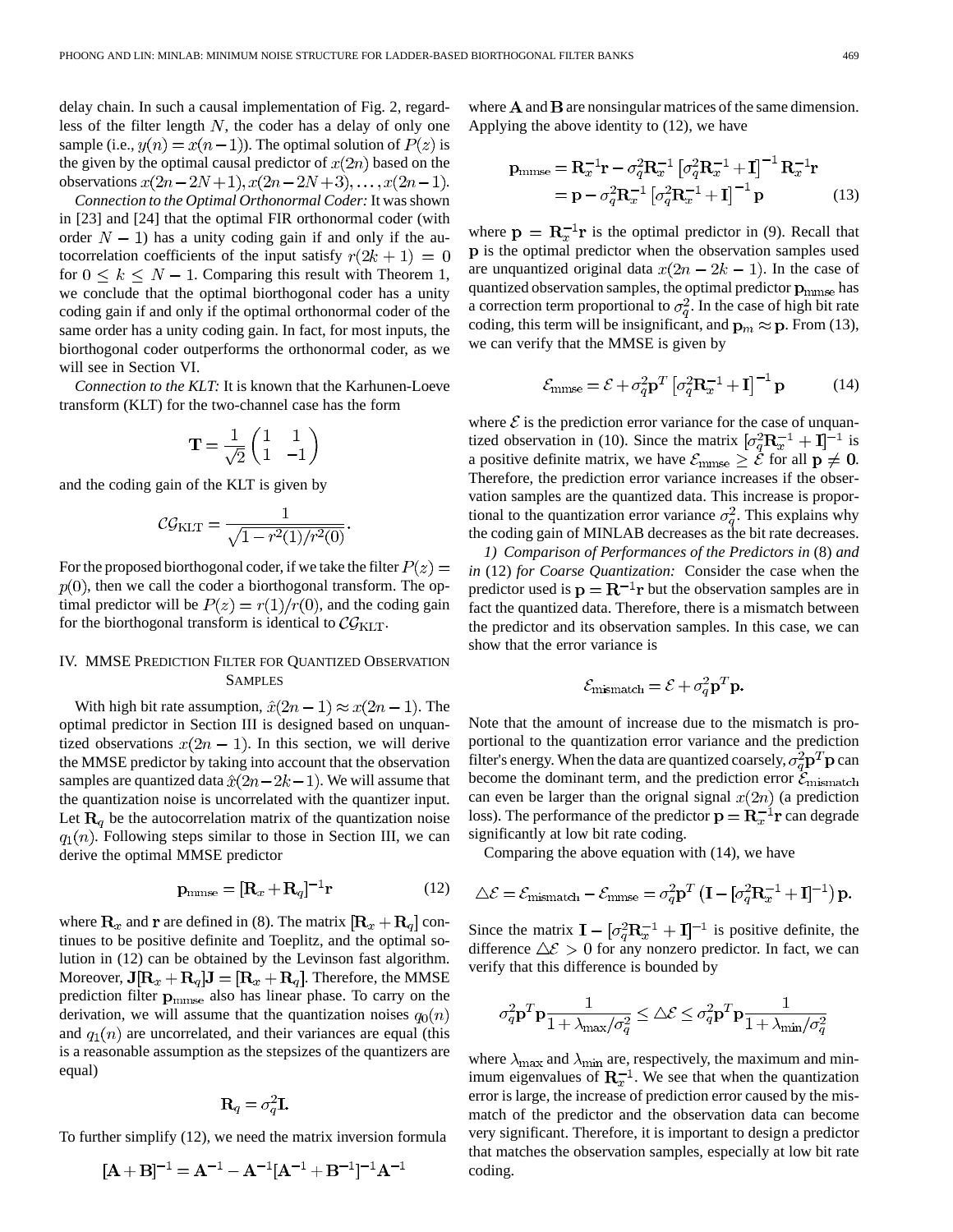delay chain. In such a causal implementation of Fig. 2, regardless of the filter length $N$, the coder has a delay of only one sample (i.e., $y(n) = x(n-1)$). The optimal solution of $P(z)$ is the given by the optimal causal predictor of $x(2n)$ based on the observations $x(2n-2N+1), x(2n-2N+3), \ldots, x(2n-1)$.

*Connection to the Optimal Orthonormal Coder:* It was shown in [23] and [24] that the optimal FIR orthonormal coder (with order $N-1$) has a unity coding gain if and only if the autocorrelation coefficients of the input satisfy $r(2k+1) = 0$ for $0 \leq k \leq N-1$. Comparing this result with Theorem 1, we conclude that the optimal biorthogonal coder has a unity coding gain if and only if the optimal orthonormal coder of the same order has a unity coding gain. In fact, for most inputs, the biorthogonal coder outperforms the orthonormal coder, as we will see in Section VI.

*Connection to the KLT:* It is known that the Karhunen-Loeve transform (KLT) for the two-channel case has the form

$$\mathbf{T} = \frac{1}{\sqrt{2}} \begin{pmatrix} 1 & 1 \\ 1 & -1 \end{pmatrix}$$

and the coding gain of the KLT is given by

$$\mathcal{CG}_{\mathrm{KLT}} = \frac{1}{\sqrt{1 - r^2(1)/r^2(0)}}.$$

For the proposed biorthogonal coder, if we take the filter $P(z) = p(0)$, then we call the coder a biorthogonal transform. The optimal predictor will be $P(z) = r(1)/r(0)$, and the coding gain for the biorthogonal transform is identical to $\mathcal{CG}_{\mathrm{KLT}}$.

## IV. MMSE Prediction Filter for Quantized Observation Samples

With high bit rate assumption, $\hat{x}(2n-1) \approx x(2n-1)$. The optimal predictor in Section III is designed based on unquantized observations $x(2n-1)$. In this section, we will derive the MMSE predictor by taking into account that the observation samples are quantized data $\hat{x}(2n-2k-1)$. We will assume that the quantization noise is uncorrelated with the quantizer input. Let $\mathbf{R}_q$ be the autocorrelation matrix of the quantization noise $q_1(n)$. Following steps similar to those in Section III, we can derive the optimal MMSE predictor

$$\mathbf{p}_{\mathrm{mmse}} = [\mathbf{R}_x + \mathbf{R}_q]^{-1}\mathbf{r} \tag{12}$$

where $\mathbf{R}_x$ and $\mathbf{r}$ are defined in (8). The matrix $[\mathbf{R}_x + \mathbf{R}_q]$ continues to be positive definite and Toeplitz, and the optimal solution in (12) can be obtained by the Levinson fast algorithm. Moreover, $\mathbf{J}[\mathbf{R}_x + \mathbf{R}_q]\mathbf{J} = [\mathbf{R}_x + \mathbf{R}_q]$. Therefore, the MMSE prediction filter $\mathbf{p}_{\mathrm{mmse}}$ also has linear phase. To carry on the derivation, we will assume that the quantization noises $q_0(n)$ and $q_1(n)$ are uncorrelated, and their variances are equal (this is a reasonable assumption as the stepsizes of the quantizers are equal)

$$\mathbf{R}_q = \sigma_q^2 \mathbf{I}.$$

To further simplify (12), we need the matrix inversion formula

$$[\mathbf{A} + \mathbf{B}]^{-1} = \mathbf{A}^{-1} - \mathbf{A}^{-1}[\mathbf{A}^{-1} + \mathbf{B}^{-1}]^{-1}\mathbf{A}^{-1}$$

where $\mathbf{A}$ and $\mathbf{B}$ are nonsingular matrices of the same dimension. Applying the above identity to (12), we have

$$\begin{aligned} \mathbf{p}_{\mathrm{mmse}} &= \mathbf{R}_x^{-1}\mathbf{r} - \sigma_q^2 \mathbf{R}_x^{-1} \left[\sigma_q^2 \mathbf{R}_x^{-1} + \mathbf{I}\right]^{-1} \mathbf{R}_x^{-1}\mathbf{r} \\ &= \mathbf{p} - \sigma_q^2 \mathbf{R}_x^{-1} \left[\sigma_q^2 \mathbf{R}_x^{-1} + \mathbf{I}\right]^{-1} \mathbf{p} \end{aligned} \tag{13}$$

where $\mathbf{p} = \mathbf{R}_x^{-1}\mathbf{r}$ is the optimal predictor in (9). Recall that $\mathbf{p}$ is the optimal predictor when the observation samples used are unquantized original data $x(2n-2k-1)$. In the case of quantized observation samples, the optimal predictor $\mathbf{p}_{\mathrm{mmse}}$ has a correction term proportional to $\sigma_q^2$. In the case of high bit rate coding, this term will be insignificant, and $\mathbf{p}_m \approx \mathbf{p}$. From (13), we can verify that the MMSE is given by

$$\mathcal{E}_{\mathrm{mmse}} = \mathcal{E} + \sigma_q^2 \mathbf{p}^T \left[\sigma_q^2 \mathbf{R}_x^{-1} + \mathbf{I}\right]^{-1} \mathbf{p} \tag{14}$$

where $\mathcal{E}$ is the prediction error variance for the case of unquantized observation in (10). Since the matrix $[\sigma_q^2 \mathbf{R}_x^{-1} + \mathbf{I}]^{-1}$ is a positive definite matrix, we have $\mathcal{E}_{\mathrm{mmse}} \geq \mathcal{E}$ for all $\mathbf{p} \neq \mathbf{0}$. Therefore, the prediction error variance increases if the observation samples are the quantized data. This increase is proportional to the quantization error variance $\sigma_q^2$. This explains why the coding gain of MINLAB decreases as the bit rate decreases.

### 1) Comparison of Performances of the Predictors in (8) and in (12) for Coarse Quantization:

Consider the case when the predictor used is $\mathbf{p} = \mathbf{R}^{-1}\mathbf{r}$ but the observation samples are in fact the quantized data. Therefore, there is a mismatch between the predictor and its observation samples. In this case, we can show that the error variance is

$$\mathcal{E}_{\mathrm{mismatch}} = \mathcal{E} + \sigma_q^2 \mathbf{p}^T \mathbf{p}.$$

Note that the amount of increase due to the mismatch is proportional to the quantization error variance and the prediction filter's energy. When the data are quantized coarsely, $\sigma_q^2 \mathbf{p}^T \mathbf{p}$ can become the dominant term, and the prediction error $\mathcal{E}_{\mathrm{mismatch}}$ can even be larger than the orignal signal $x(2n)$ (a prediction loss). The performance of the predictor $\mathbf{p} = \mathbf{R}_x^{-1}\mathbf{r}$ can degrade significantly at low bit rate coding.

Comparing the above equation with (14), we have

$$\triangle\mathcal{E} = \mathcal{E}_{\mathrm{mismatch}} - \mathcal{E}_{\mathrm{mmse}} = \sigma_q^2 \mathbf{p}^T \left(\mathbf{I} - [\sigma_q^2 \mathbf{R}_x^{-1} + \mathbf{I}]^{-1}\right) \mathbf{p}.$$

Since the matrix $\mathbf{I} - [\sigma_q^2 \mathbf{R}_x^{-1} + \mathbf{I}]^{-1}$ is positive definite, the difference $\triangle\mathcal{E} > 0$ for any nonzero predictor. In fact, we can verify that this difference is bounded by

$$\sigma_q^2 \mathbf{p}^T \mathbf{p} \frac{1}{1 + \lambda_{\max}/\sigma_q^2} \leq \triangle\mathcal{E} \leq \sigma_q^2 \mathbf{p}^T \mathbf{p} \frac{1}{1 + \lambda_{\min}/\sigma_q^2}$$

where $\lambda_{\max}$ and $\lambda_{\min}$ are, respectively, the maximum and minimum eigenvalues of $\mathbf{R}_x^{-1}$. We see that when the quantization error is large, the increase of prediction error caused by the mismatch of the predictor and the observation data can become very significant. Therefore, it is important to design a predictor that matches the observation samples, especially at low bit rate coding.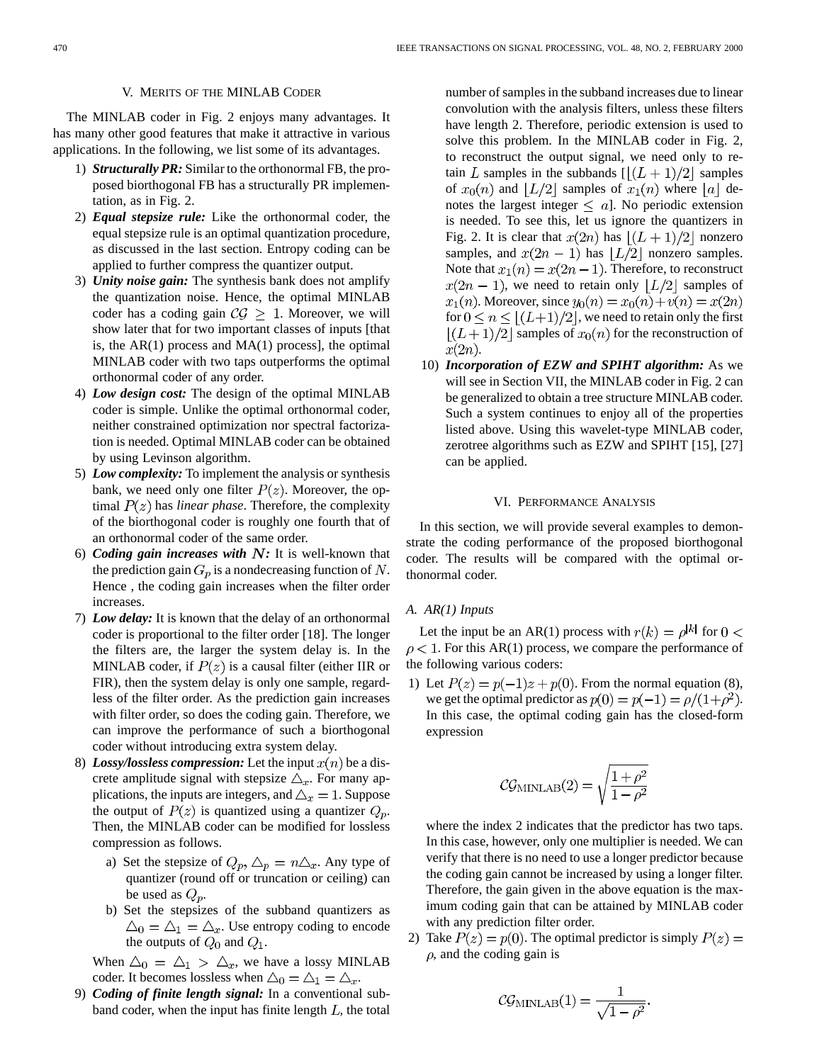## V. Merits of the MINLAB Coder

The MINLAB coder in Fig. 2 enjoys many advantages. It has many other good features that make it attractive in various applications. In the following, we list some of its advantages.

1) ***Structurally PR:*** Similar to the orthonormal FB, the proposed biorthogonal FB has a structurally PR implementation, as in Fig. 2.
2) ***Equal stepsize rule:*** Like the orthonormal coder, the equal stepsize rule is an optimal quantization procedure, as discussed in the last section. Entropy coding can be applied to further compress the quantizer output.
3) ***Unity noise gain:*** The synthesis bank does not amplify the quantization noise. Hence, the optimal MINLAB coder has a coding gain $\mathcal{CG} \geq 1$. Moreover, we will show later that for two important classes of inputs [that is, the AR(1) process and MA(1) process], the optimal MINLAB coder with two taps outperforms the optimal orthonormal coder of any order.
4) ***Low design cost:*** The design of the optimal MINLAB coder is simple. Unlike the optimal orthonormal coder, neither constrained optimization nor spectral factorization is needed. Optimal MINLAB coder can be obtained by using Levinson algorithm.
5) ***Low complexity:*** To implement the analysis or synthesis bank, we need only one filter $P(z)$. Moreover, the optimal $P(z)$ has *linear phase*. Therefore, the complexity of the biorthogonal coder is roughly one fourth that of an orthonormal coder of the same order.
6) ***Coding gain increases with $N$:*** It is well-known that the prediction gain $G_p$ is a nondecreasing function of $N$. Hence , the coding gain increases when the filter order increases.
7) ***Low delay:*** It is known that the delay of an orthonormal coder is proportional to the filter order [18]. The longer the filters are, the larger the system delay is. In the MINLAB coder, if $P(z)$ is a causal filter (either IIR or FIR), then the system delay is only one sample, regardless of the filter order. As the prediction gain increases with filter order, so does the coding gain. Therefore, we can improve the performance of such a biorthogonal coder without introducing extra system delay.
8) ***Lossy/lossless compression:*** Let the input $x(n)$ be a discrete amplitude signal with stepsize $\triangle_x$. For many applications, the inputs are integers, and $\triangle_x = 1$. Suppose the output of $P(z)$ is quantized using a quantizer $Q_p$. Then, the MINLAB coder can be modified for lossless compression as follows.
   a) Set the stepsize of $Q_p$, $\triangle_p = n\triangle_x$. Any type of quantizer (round off or truncation or ceiling) can be used as $Q_p$.
   b) Set the stepsizes of the subband quantizers as $\triangle_0 = \triangle_1 = \triangle_x$. Use entropy coding to encode the outputs of $Q_0$ and $Q_1$.

   When $\triangle_0 = \triangle_1 > \triangle_x$, we have a lossy MINLAB coder. It becomes lossless when $\triangle_0 = \triangle_1 = \triangle_x$.
9) ***Coding of finite length signal:*** In a conventional subband coder, when the input has finite length $L$, the total number of samples in the subband increases due to linear convolution with the analysis filters, unless these filters have length 2. Therefore, periodic extension is used to solve this problem. In the MINLAB coder in Fig. 2, to reconstruct the output signal, we need only to retain $L$ samples in the subbands [$\lfloor (L+1)/2 \rfloor$ samples of $x_0(n)$ and $\lfloor L/2 \rfloor$ samples of $x_1(n)$ where $\lfloor a \rfloor$ denotes the largest integer $\leq a$]. No periodic extension is needed. To see this, let us ignore the quantizers in Fig. 2. It is clear that $x(2n)$ has $\lfloor (L+1)/2 \rfloor$ nonzero samples, and $x(2n-1)$ has $\lfloor L/2 \rfloor$ nonzero samples. Note that $x_1(n) = x(2n-1)$. Therefore, to reconstruct $x(2n-1)$, we need to retain only $\lfloor L/2 \rfloor$ samples of $x_1(n)$. Moreover, since $y_0(n) = x_0(n) + v(n) = x(2n)$ for $0 \leq n \leq \lfloor (L+1)/2 \rfloor$, we need to retain only the first $\lfloor (L+1)/2 \rfloor$ samples of $x_0(n)$ for the reconstruction of $x(2n)$.
10) ***Incorporation of EZW and SPIHT algorithm:*** As we will see in Section VII, the MINLAB coder in Fig. 2 can be generalized to obtain a tree structure MINLAB coder. Such a system continues to enjoy all of the properties listed above. Using this wavelet-type MINLAB coder, zerotree algorithms such as EZW and SPIHT [15], [27] can be applied.

## VI. Performance Analysis

In this section, we will provide several examples to demonstrate the coding performance of the proposed biorthogonal coder. The results will be compared with the optimal orthonormal coder.

### A. AR(1) Inputs

Let the input be an AR(1) process with $r(k) = \rho^{|k|}$ for $0 < \rho < 1$. For this AR(1) process, we compare the performance of the following various coders:

1) Let $P(z) = p(-1)z + p(0)$. From the normal equation (8), we get the optimal predictor as $p(0) = p(-1) = \rho/(1+\rho^2)$. In this case, the optimal coding gain has the closed-form expression

$$\mathcal{CG}_{\text{MINLAB}}(2) = \sqrt{\frac{1+\rho^2}{1-\rho^2}}$$

   where the index 2 indicates that the predictor has two taps. In this case, however, only one multiplier is needed. We can verify that there is no need to use a longer predictor because the coding gain cannot be increased by using a longer filter. Therefore, the gain given in the above equation is the maximum coding gain that can be attained by MINLAB coder with any prediction filter order.
2) Take $P(z) = p(0)$. The optimal predictor is simply $P(z) = \rho$, and the coding gain is

$$\mathcal{CG}_{\text{MINLAB}}(1) = \frac{1}{\sqrt{1-\rho^2}}.$$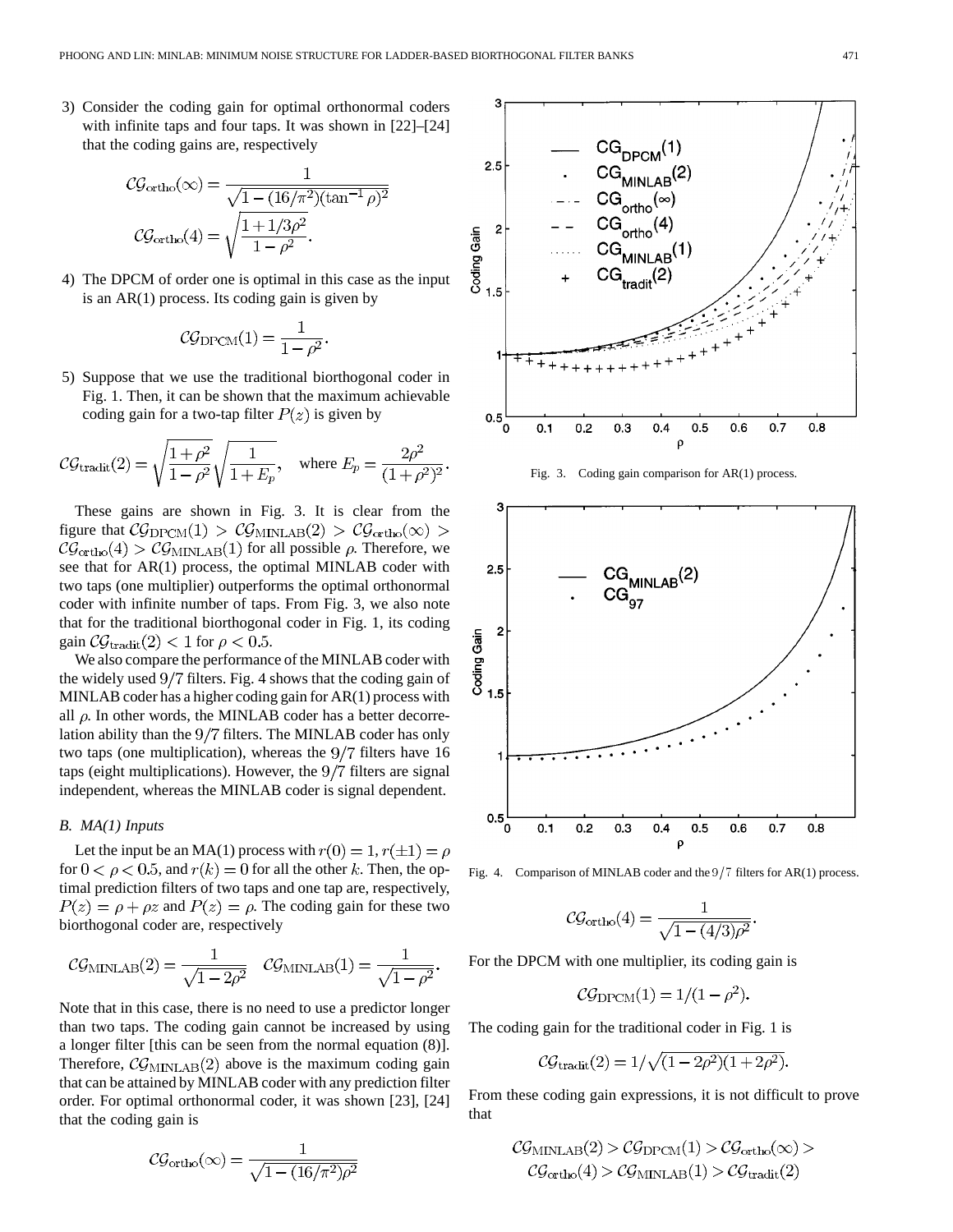3) Consider the coding gain for optimal orthonormal coders with infinite taps and four taps. It was shown in [22]–[24] that the coding gains are, respectively

$$\mathcal{CG}_{\text{ortho}}(\infty) = \frac{1}{\sqrt{1-(16/\pi^2)(\tan^{-1}\rho)^2}}$$

$$\mathcal{CG}_{\text{ortho}}(4) = \sqrt{\frac{1+1/3\rho^2}{1-\rho^2}}.$$

4) The DPCM of order one is optimal in this case as the input is an AR(1) process. Its coding gain is given by

$$\mathcal{CG}_{\text{DPCM}}(1) = \frac{1}{1-\rho^2}.$$

5) Suppose that we use the traditional biorthogonal coder in Fig. 1. Then, it can be shown that the maximum achievable coding gain for a two-tap filter $P(z)$ is given by

$$\mathcal{CG}_{\text{tradit}}(2) = \sqrt{\frac{1+\rho^2}{1-\rho^2}}\sqrt{\frac{1}{1+E_p}}, \quad \text{where } E_p = \frac{2\rho^2}{(1+\rho^2)^2}.$$

These gains are shown in Fig. 3. It is clear from the figure that $\mathcal{CG}_{\text{DPCM}}(1) > \mathcal{CG}_{\text{MINLAB}}(2) > \mathcal{CG}_{\text{ortho}}(\infty) > \mathcal{CG}_{\text{ortho}}(4) > \mathcal{CG}_{\text{MINLAB}}(1)$ for all possible $\rho$. Therefore, we see that for AR(1) process, the optimal MINLAB coder with two taps (one multiplier) outperforms the optimal orthonormal coder with infinite number of taps. From Fig. 3, we also note that for the traditional biorthogonal coder in Fig. 1, its coding gain $\mathcal{CG}_{\text{tradit}}(2) < 1$ for $\rho < 0.5$.

We also compare the performance of the MINLAB coder with the widely used $9/7$ filters. Fig. 4 shows that the coding gain of MINLAB coder has a higher coding gain for AR(1) process with all $\rho$. In other words, the MINLAB coder has a better decorrelation ability than the $9/7$ filters. The MINLAB coder has only two taps (one multiplication), whereas the $9/7$ filters have 16 taps (eight multiplications). However, the $9/7$ filters are signal independent, whereas the MINLAB coder is signal dependent.

Fig. 3. Coding gain comparison for AR(1) process.

Fig. 4. Comparison of MINLAB coder and the $9/7$ filters for AR(1) process.

### B. MA(1) Inputs

Let the input be an MA(1) process with $r(0) = 1, r(\pm 1) = \rho$ for $0 < \rho < 0.5$, and $r(k) = 0$ for all the other $k$. Then, the optimal prediction filters of two taps and one tap are, respectively, $P(z) = \rho + \rho z$ and $P(z) = \rho$. The coding gain for these two biorthogonal coder are, respectively

$$\mathcal{CG}_{\text{MINLAB}}(2) = \frac{1}{\sqrt{1-2\rho^2}} \quad \mathcal{CG}_{\text{MINLAB}}(1) = \frac{1}{\sqrt{1-\rho^2}}.$$

Note that in this case, there is no need to use a predictor longer than two taps. The coding gain cannot be increased by using a longer filter [this can be seen from the normal equation (8)]. Therefore, $\mathcal{CG}_{\text{MINLAB}}(2)$ above is the maximum coding gain that can be attained by MINLAB coder with any prediction filter order. For optimal orthonormal coder, it was shown [23], [24] that the coding gain is

$$\mathcal{CG}_{\text{ortho}}(\infty) = \frac{1}{\sqrt{1-(16/\pi^2)\rho^2}}$$

$$\mathcal{CG}_{\text{ortho}}(4) = \frac{1}{\sqrt{1-(4/3)\rho^2}}.$$

For the DPCM with one multiplier, its coding gain is

$$\mathcal{CG}_{\text{DPCM}}(1) = 1/(1-\rho^2).$$

The coding gain for the traditional coder in Fig. 1 is

$$\mathcal{CG}_{\text{tradit}}(2) = 1/\sqrt{(1-2\rho^2)(1+2\rho^2)}.$$

From these coding gain expressions, it is not difficult to prove that

$$\mathcal{CG}_{\text{MINLAB}}(2) > \mathcal{CG}_{\text{DPCM}}(1) > \mathcal{CG}_{\text{ortho}}(\infty) > \mathcal{CG}_{\text{ortho}}(4) > \mathcal{CG}_{\text{MINLAB}}(1) > \mathcal{CG}_{\text{tradit}}(2)$$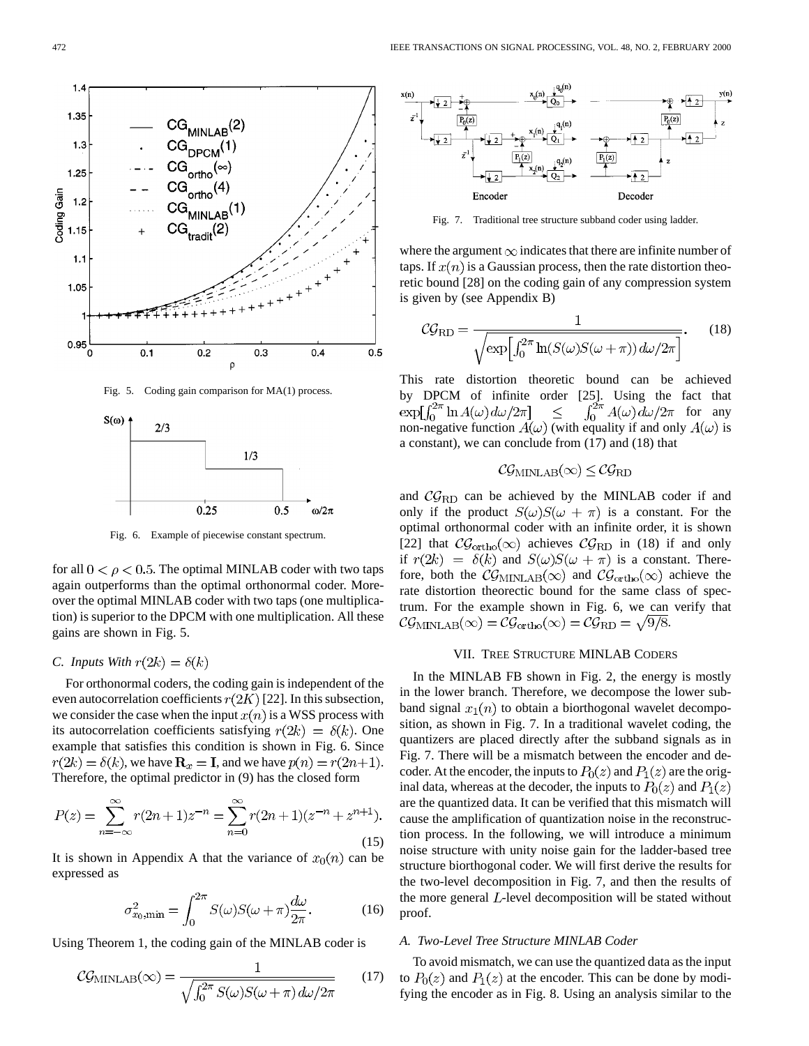Fig. 5. Coding gain comparison for MA(1) process.

Fig. 6. Example of piecewise constant spectrum.

for all $0 < \rho < 0.5$. The optimal MINLAB coder with two taps again outperforms than the optimal orthonormal coder. Moreover the optimal MINLAB coder with two taps (one multiplication) is superior to the DPCM with one multiplication. All these gains are shown in Fig. 5.

### C. Inputs With $r(2k) = \delta(k)$

For orthonormal coders, the coding gain is independent of the even autocorrelation coefficients $r(2K)$ [22]. In this subsection, we consider the case when the input $x(n)$ is a WSS process with its autocorrelation coefficients satisfying $r(2k) = \delta(k)$. One example that satisfies this condition is shown in Fig. 6. Since $r(2k) = \delta(k)$, we have $\mathbf{R}_x = \mathbf{I}$, and we have $p(n) = r(2n+1)$. Therefore, the optimal predictor in (9) has the closed form

$$P(z) = \sum_{n=-\infty}^{\infty} r(2n+1)z^{-n} = \sum_{n=0}^{\infty} r(2n+1)(z^{-n} + z^{n+1}). \tag{15}$$

It is shown in Appendix A that the variance of $x_0(n)$ can be expressed as

$$\sigma^2_{x_0,\min} = \int_0^{2\pi} S(\omega)S(\omega+\pi)\frac{d\omega}{2\pi}. \tag{16}$$

Using Theorem 1, the coding gain of the MINLAB coder is

$$\mathcal{CG}_{\text{MINLAB}}(\infty) = \frac{1}{\sqrt{\int_0^{2\pi} S(\omega)S(\omega+\pi)\, d\omega/2\pi}} \tag{17}$$

Fig. 7. Traditional tree structure subband coder using ladder.

where the argument $\infty$ indicates that there are infinite number of taps. If $x(n)$ is a Gaussian process, then the rate distortion theoretic bound [28] on the coding gain of any compression system is given by (see Appendix B)

$$\mathcal{CG}_{\text{RD}} = \frac{1}{\sqrt{\exp\left[\int_0^{2\pi} \ln(S(\omega)S(\omega+\pi))\, d\omega/2\pi\right]}}. \tag{18}$$

This rate distortion theoretic bound can be achieved by DPCM of infinite order [25]. Using the fact that $\exp\left[\int_0^{2\pi} \ln A(\omega)\, d\omega/2\pi\right] \leq \int_0^{2\pi} A(\omega)\, d\omega/2\pi$ for any non-negative function $A(\omega)$ (with equality if and only $A(\omega)$ is a constant), we can conclude from (17) and (18) that

$$\mathcal{CG}_{\text{MINLAB}}(\infty) \leq \mathcal{CG}_{\text{RD}}$$

and $\mathcal{CG}_{\text{RD}}$ can be achieved by the MINLAB coder if and only if the product $S(\omega)S(\omega+\pi)$ is a constant. For the optimal orthonormal coder with an infinite order, it is shown [22] that $\mathcal{CG}_{\text{ortho}}(\infty)$ achieves $\mathcal{CG}_{\text{RD}}$ in (18) if and only if $r(2k) = \delta(k)$ and $S(\omega)S(\omega+\pi)$ is a constant. Therefore, both the $\mathcal{CG}_{\text{MINLAB}}(\infty)$ and $\mathcal{CG}_{\text{ortho}}(\infty)$ achieve the rate distortion theorectic bound for the same class of spectrum. For the example shown in Fig. 6, we can verify that $\mathcal{CG}_{\text{MINLAB}}(\infty) = \mathcal{CG}_{\text{ortho}}(\infty) = \mathcal{CG}_{\text{RD}} = \sqrt{9/8}$.

## VII. Tree Structure MINLAB Coders

In the MINLAB FB shown in Fig. 2, the energy is mostly in the lower branch. Therefore, we decompose the lower subband signal $x_1(n)$ to obtain a biorthogonal wavelet decomposition, as shown in Fig. 7. In a traditional wavelet coding, the quantizers are placed directly after the subband signals as in Fig. 7. There will be a mismatch between the encoder and decoder. At the encoder, the inputs to $P_0(z)$ and $P_1(z)$ are the original data, whereas at the decoder, the inputs to $P_0(z)$ and $P_1(z)$ are the quantized data. It can be verified that this mismatch will cause the amplification of quantization noise in the reconstruction process. In the following, we will introduce a minimum noise structure with unity noise gain for the ladder-based tree structure biorthogonal coder. We will first derive the results for the two-level decomposition in Fig. 7, and then the results of the more general $L$-level decomposition will be stated without proof.

### A. Two-Level Tree Structure MINLAB Coder

To avoid mismatch, we can use the quantized data as the input to $P_0(z)$ and $P_1(z)$ at the encoder. This can be done by modifying the encoder as in Fig. 8. Using an analysis similar to the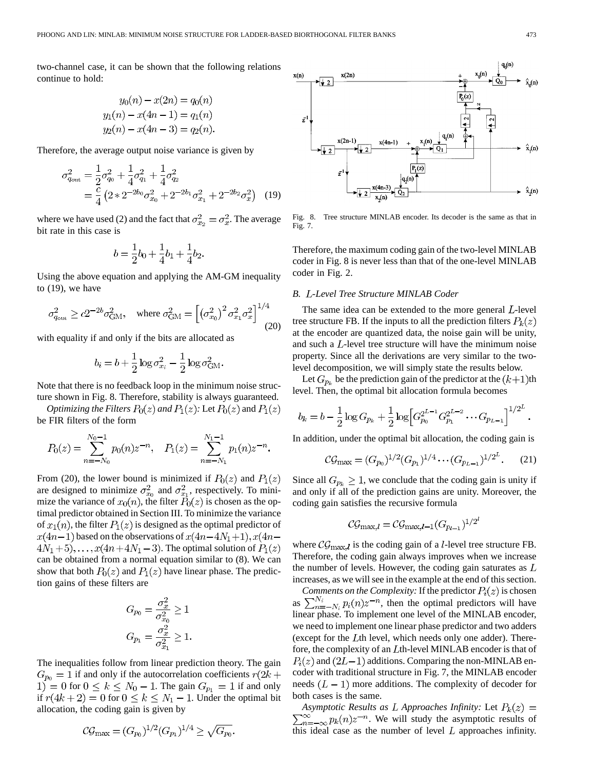two-channel case, it can be shown that the following relations continue to hold:

$$y_0(n) - x(2n) = q_0(n)$$
$$y_1(n) - x(4n-1) = q_1(n)$$
$$y_2(n) - x(4n-3) = q_2(n).$$

Therefore, the average output noise variance is given by

$$\begin{aligned}\sigma^2_{q_{\rm out}} &= \frac{1}{2}\sigma^2_{q_0} + \frac{1}{4}\sigma^2_{q_1} + \frac{1}{4}\sigma^2_{q_2} \\ &= \frac{c}{4}\left(2 * 2^{-2b_0}\sigma^2_{x_0} + 2^{-2b_1}\sigma^2_{x_1} + 2^{-2b_2}\sigma^2_x\right) \end{aligned} \quad (19)$$

where we have used (2) and the fact that $\sigma^2_{x_2} = \sigma^2_x$. The average bit rate in this case is

$$b = \frac{1}{2}b_0 + \frac{1}{4}b_1 + \frac{1}{4}b_2.$$

Using the above equation and applying the AM-GM inequality to (19), we have

$$\sigma^2_{q_{\rm out}} \geq c2^{-2b}\sigma^2_{\rm GM}, \quad \text{where } \sigma^2_{\rm GM} = \left[\left(\sigma^2_{x_0}\right)^2 \sigma^2_{x_1}\sigma^2_x\right]^{1/4} \quad (20)$$

with equality if and only if the bits are allocated as

$$b_i = b + \frac{1}{2}\log \sigma^2_{x_i} - \frac{1}{2}\log \sigma^2_{\rm GM}.$$

Note that there is no feedback loop in the minimum noise structure shown in Fig. 8. Therefore, stability is always guaranteed.

*Optimizing the Filters $P_0(z)$ and $P_1(z)$:* Let $P_0(z)$ and $P_1(z)$ be FIR filters of the form

$$P_0(z) = \sum_{n=-N_0}^{N_0-1} p_0(n)z^{-n}, \quad P_1(z) = \sum_{n=-N_1}^{N_1-1} p_1(n)z^{-n}.$$

From (20), the lower bound is minimized if $P_0(z)$ and $P_1(z)$ are designed to minimize $\sigma^2_{x_0}$ and $\sigma^2_{x_1}$, respectively. To minimize the variance of $x_0(n)$, the filter $P_0(z)$ is chosen as the optimal predictor obtained in Section III. To minimize the variance of $x_1(n)$, the filter $P_1(z)$ is designed as the optimal predictor of $x(4n-1)$ based on the observations of $x(4n-4N_1+1), x(4n-4N_1+5), \ldots, x(4n+4N_1-3)$. The optimal solution of $P_1(z)$ can be obtained from a normal equation similar to (8). We can show that both $P_0(z)$ and $P_1(z)$ have linear phase. The prediction gains of these filters are

$$G_{p_0} = \frac{\sigma^2_x}{\sigma^2_{x_0}} \geq 1$$
$$G_{p_1} = \frac{\sigma^2_x}{\sigma^2_{x_1}} \geq 1.$$

The inequalities follow from linear prediction theory. The gain $G_{p_0} = 1$ if and only if the autocorrelation coefficients $r(2k+1) = 0$ for $0 \leq k \leq N_0 - 1$. The gain $G_{p_1} = 1$ if and only if $r(4k+2) = 0$ for $0 \leq k \leq N_1 - 1$. Under the optimal bit allocation, the coding gain is given by

$$\mathcal{CG}_{\max} = (G_{p_0})^{1/2}(G_{p_1})^{1/4} \geq \sqrt{G_{p_0}}.$$

Fig. 8. Tree structure MINLAB encoder. Its decoder is the same as that in Fig. 7.

Therefore, the maximum coding gain of the two-level MINLAB coder in Fig. 8 is never less than that of the one-level MINLAB coder in Fig. 2.

### B. $L$-Level Tree Structure MINLAB Coder

The same idea can be extended to the more general $L$-level tree structure FB. If the inputs to all the prediction filters $P_k(z)$ at the encoder are quantized data, the noise gain will be unity, and such a $L$-level tree structure will have the minimum noise property. Since all the derivations are very similar to the two-level decomposition, we will simply state the results below.

Let $G_{p_k}$ be the prediction gain of the predictor at the $(k+1)$th level. Then, the optimal bit allocation formula becomes

$$b_k = b - \frac{1}{2}\log G_{p_k} + \frac{1}{2}\log\left[G_{p_0}^{2^{L-1}}G_{p_1}^{2^{L-2}}\cdots G_{p_{L-1}}\right]^{1/2^L}.$$

In addition, under the optimal bit allocation, the coding gain is

$$\mathcal{CG}_{\max} = (G_{p_0})^{1/2}(G_{p_1})^{1/4}\cdots(G_{p_{L-1}})^{1/2^L}. \quad (21)$$

Since all $G_{p_k} \geq 1$, we conclude that the coding gain is unity if and only if all of the prediction gains are unity. Moreover, the coding gain satisfies the recursive formula

$$\mathcal{CG}_{\max,l} = \mathcal{CG}_{\max,l-1}(G_{p_{l-1}})^{1/2^l}$$

where $\mathcal{CG}_{\max,l}$ is the coding gain of a $l$-level tree structure FB. Therefore, the coding gain always improves when we increase the number of levels. However, the coding gain saturates as $L$ increases, as we will see in the example at the end of this section.

*Comments on the Complexity:* If the predictor $P_i(z)$ is chosen as $\sum_{n=-N_i}^{N_i} p_i(n)z^{-n}$, then the optimal predictors will have linear phase. To implement one level of the MINLAB encoder, we need to implement one linear phase predictor and two adders (except for the $L$th level, which needs only one adder). Therefore, the complexity of an $L$th-level MINLAB encoder is that of $P_i(z)$ and $(2L-1)$ additions. Comparing the non-MINLAB encoder with traditional structure in Fig. 7, the MINLAB encoder needs $(L-1)$ more additions. The complexity of decoder for both cases is the same.

*Asymptotic Results as $L$ Approaches Infinity:* Let $P_k(z) = \sum_{n=-\infty}^{\infty} p_k(n)z^{-n}$. We will study the asymptotic results of this ideal case as the number of level $L$ approaches infinity.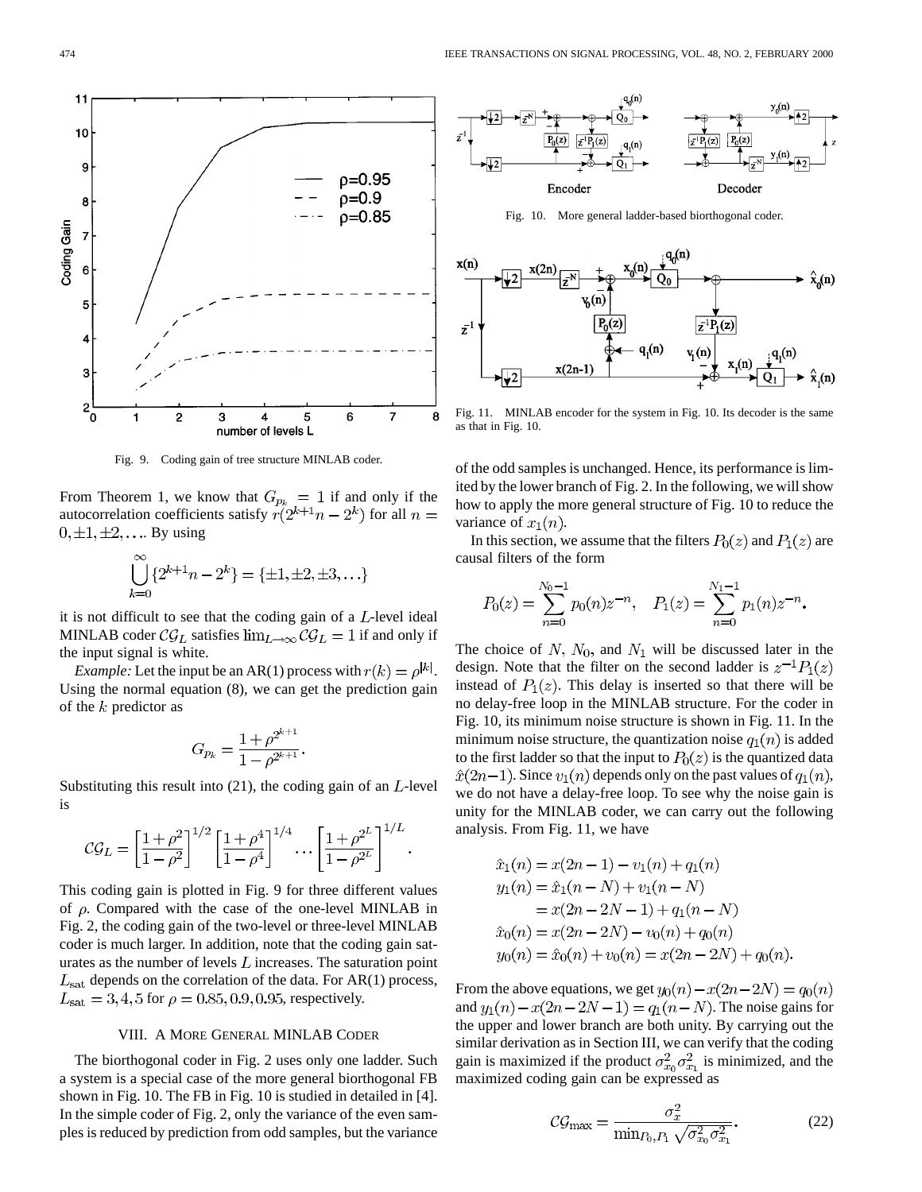Fig. 9. Coding gain of tree structure MINLAB coder.

From Theorem 1, we know that $G_{p_k} = 1$ if and only if the autocorrelation coefficients satisfy $r(2^{k+1}n - 2^k)$ for all $n = 0, \pm 1, \pm 2, \ldots$. By using

$$\bigcup_{k=0}^{\infty} \{2^{k+1}n - 2^k\} = \{\pm 1, \pm 2, \pm 3, \ldots\}$$

it is not difficult to see that the coding gain of a $L$-level ideal MINLAB coder $\mathcal{CG}_L$ satisfies $\lim_{L\to\infty} \mathcal{CG}_L = 1$ if and only if the input signal is white.

*Example:* Let the input be an AR(1) process with $r(k) = \rho^{|k|}$. Using the normal equation (8), we can get the prediction gain of the $k$ predictor as

$$G_{p_k} = \frac{1 + \rho^{2^{k+1}}}{1 - \rho^{2^{k+1}}}.$$

Substituting this result into (21), the coding gain of an $L$-level is

$$\mathcal{CG}_L = \left[\frac{1+\rho^2}{1-\rho^2}\right]^{1/2} \left[\frac{1+\rho^4}{1-\rho^4}\right]^{1/4} \cdots \left[\frac{1+\rho^{2^L}}{1-\rho^{2^L}}\right]^{1/L}.$$

This coding gain is plotted in Fig. 9 for three different values of $\rho$. Compared with the case of the one-level MINLAB in Fig. 2, the coding gain of the two-level or three-level MINLAB coder is much larger. In addition, note that the coding gain saturates as the number of levels $L$ increases. The saturation point $L_{\text{sat}}$ depends on the correlation of the data. For AR(1) process, $L_{\text{sat}} = 3, 4, 5$ for $\rho = 0.85, 0.9, 0.95$, respectively.

## VIII. A More General MINLAB Coder

The biorthogonal coder in Fig. 2 uses only one ladder. Such a system is a special case of the more general biorthogonal FB shown in Fig. 10. The FB in Fig. 10 is studied in detailed in [4]. In the simple coder of Fig. 2, only the variance of the even samples is reduced by prediction from odd samples, but the variance of the odd samples is unchanged. Hence, its performance is limited by the lower branch of Fig. 2. In the following, we will show how to apply the more general structure of Fig. 10 to reduce the variance of $x_1(n)$.

Fig. 10. More general ladder-based biorthogonal coder.

Fig. 11. MINLAB encoder for the system in Fig. 10. Its decoder is the same as that in Fig. 10.

In this section, we assume that the filters $P_0(z)$ and $P_1(z)$ are causal filters of the form

$$P_0(z) = \sum_{n=0}^{N_0-1} p_0(n)z^{-n}, \quad P_1(z) = \sum_{n=0}^{N_1-1} p_1(n)z^{-n}.$$

The choice of $N$, $N_0$, and $N_1$ will be discussed later in the design. Note that the filter on the second ladder is $z^{-1}P_1(z)$ instead of $P_1(z)$. This delay is inserted so that there will be no delay-free loop in the MINLAB structure. For the coder in Fig. 10, its minimum noise structure is shown in Fig. 11. In the minimum noise structure, the quantization noise $q_1(n)$ is added to the first ladder so that the input to $P_0(z)$ is the quantized data $\hat{x}(2n-1)$. Since $v_1(n)$ depends only on the past values of $q_1(n)$, we do not have a delay-free loop. To see why the noise gain is unity for the MINLAB coder, we can carry out the following analysis. From Fig. 11, we have

$$\begin{aligned}
\hat{x}_1(n) &= x(2n-1) - v_1(n) + q_1(n) \\
y_1(n) &= \hat{x}_1(n-N) + v_1(n-N) \\
&= x(2n-2N-1) + q_1(n-N) \\
\hat{x}_0(n) &= x(2n-2N) - v_0(n) + q_0(n) \\
y_0(n) &= \hat{x}_0(n) + v_0(n) = x(2n-2N) + q_0(n).
\end{aligned}$$

From the above equations, we get $y_0(n) - x(2n-2N) = q_0(n)$ and $y_1(n) - x(2n-2N-1) = q_1(n-N)$. The noise gains for the upper and lower branch are both unity. By carrying out the similar derivation as in Section III, we can verify that the coding gain is maximized if the product $\sigma_{x_0}^2 \sigma_{x_1}^2$ is minimized, and the maximized coding gain can be expressed as

$$\mathcal{CG}_{\max} = \frac{\sigma_x^2}{\min_{P_0, P_1} \sqrt{\sigma_{x_0}^2 \sigma_{x_1}^2}}. \tag{22}$$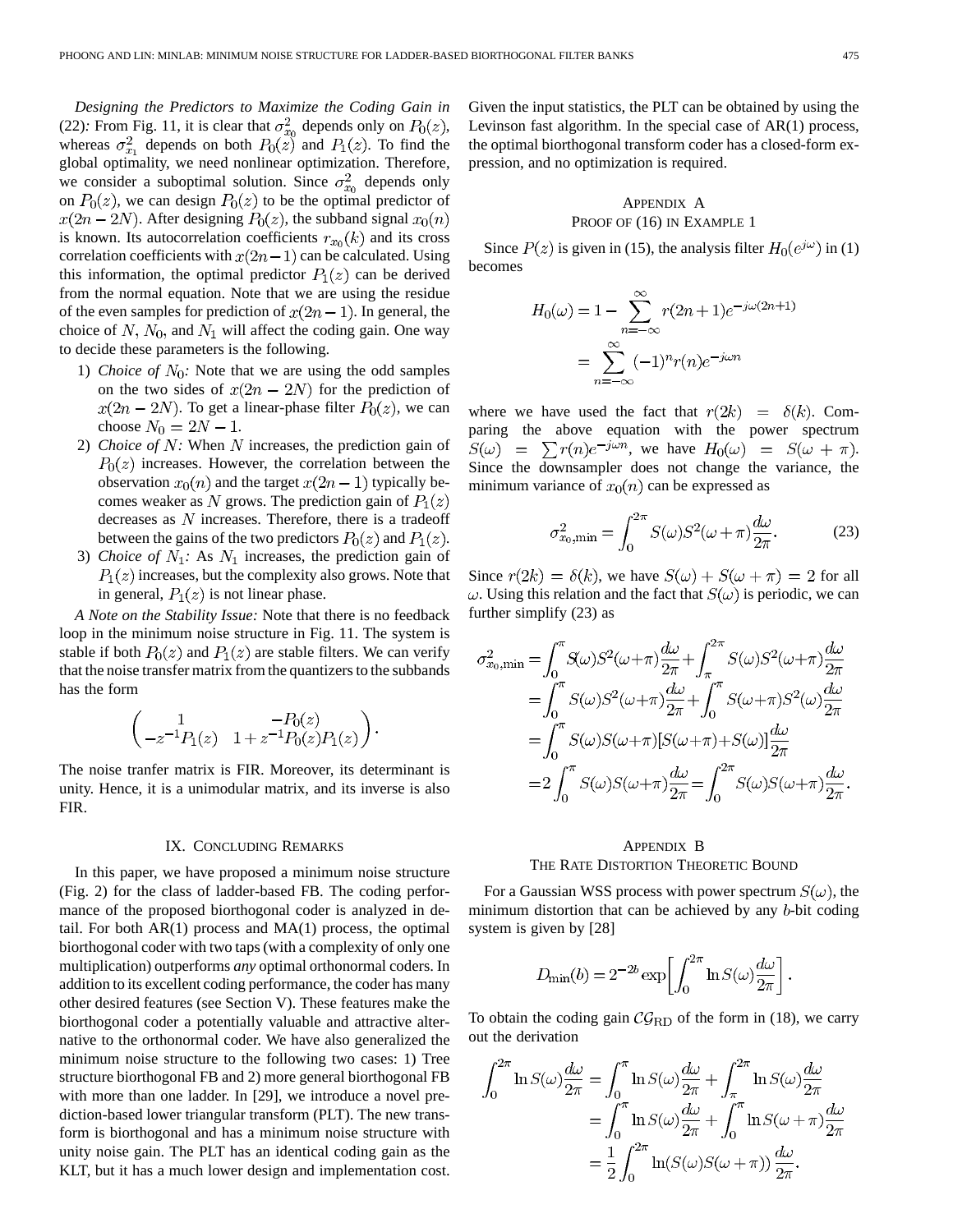*Designing the Predictors to Maximize the Coding Gain in* (22)*:* From Fig. 11, it is clear that $\sigma^2_{x_0}$ depends only on $P_0(z)$, whereas $\sigma^2_{x_1}$ depends on both $P_0(z)$ and $P_1(z)$. To find the global optimality, we need nonlinear optimization. Therefore, we consider a suboptimal solution. Since $\sigma^2_{x_0}$ depends only on $P_0(z)$, we can design $P_0(z)$ to be the optimal predictor of $x(2n-2N)$. After designing $P_0(z)$, the subband signal $x_0(n)$ is known. Its autocorrelation coefficients $r_{x_0}(k)$ and its cross correlation coefficients with $x(2n-1)$ can be calculated. Using this information, the optimal predictor $P_1(z)$ can be derived from the normal equation. Note that we are using the residue of the even samples for prediction of $x(2n-1)$. In general, the choice of $N$, $N_0$, and $N_1$ will affect the coding gain. One way to decide these parameters is the following.

1) *Choice of $N_0$:* Note that we are using the odd samples on the two sides of $x(2n-2N)$ for the prediction of $x(2n-2N)$. To get a linear-phase filter $P_0(z)$, we can choose $N_0 = 2N-1$.
2) *Choice of $N$:* When $N$ increases, the prediction gain of $P_0(z)$ increases. However, the correlation between the observation $x_0(n)$ and the target $x(2n-1)$ typically becomes weaker as $N$ grows. The prediction gain of $P_1(z)$ decreases as $N$ increases. Therefore, there is a tradeoff between the gains of the two predictors $P_0(z)$ and $P_1(z)$.
3) *Choice of $N_1$:* As $N_1$ increases, the prediction gain of $P_1(z)$ increases, but the complexity also grows. Note that in general, $P_1(z)$ is not linear phase.

*A Note on the Stability Issue:* Note that there is no feedback loop in the minimum noise structure in Fig. 11. The system is stable if both $P_0(z)$ and $P_1(z)$ are stable filters. We can verify that the noise transfer matrix from the quantizers to the subbands has the form

$$\begin{pmatrix} 1 & -P_0(z) \\ -z^{-1}P_1(z) & 1+z^{-1}P_0(z)P_1(z) \end{pmatrix}.$$

The noise tranfer matrix is FIR. Moreover, its determinant is unity. Hence, it is a unimodular matrix, and its inverse is also FIR.

## IX. Concluding Remarks

In this paper, we have proposed a minimum noise structure (Fig. 2) for the class of ladder-based FB. The coding performance of the proposed biorthogonal coder is analyzed in detail. For both AR(1) process and MA(1) process, the optimal biorthogonal coder with two taps (with a complexity of only one multiplication) outperforms *any* optimal orthonormal coders. In addition to its excellent coding performance, the coder has many other desired features (see Section V). These features make the biorthogonal coder a potentially valuable and attractive alternative to the orthonormal coder. We have also generalized the minimum noise structure to the following two cases: 1) Tree structure biorthogonal FB and 2) more general biorthogonal FB with more than one ladder. In [29], we introduce a novel prediction-based lower triangular transform (PLT). The new transform is biorthogonal and has a minimum noise structure with unity noise gain. The PLT has an identical coding gain as the KLT, but it has a much lower design and implementation cost. Given the input statistics, the PLT can be obtained by using the Levinson fast algorithm. In the special case of AR(1) process, the optimal biorthogonal transform coder has a closed-form expression, and no optimization is required.

## Appendix A
## Proof of (16) in Example 1

Since $P(z)$ is given in (15), the analysis filter $H_0(e^{j\omega})$ in (1) becomes

$$\begin{aligned} H_0(\omega) &= 1 - \sum_{n=-\infty}^{\infty} r(2n+1)e^{-j\omega(2n+1)} \\ &= \sum_{n=-\infty}^{\infty} (-1)^n r(n) e^{-j\omega n} \end{aligned}$$

where we have used the fact that $r(2k) = \delta(k)$. Comparing the above equation with the power spectrum $S(\omega) = \sum r(n)e^{-j\omega n}$, we have $H_0(\omega) = S(\omega+\pi)$. Since the downsampler does not change the variance, the minimum variance of $x_0(n)$ can be expressed as

$$\sigma^2_{x_0,\min} = \int_0^{2\pi} S(\omega)S^2(\omega+\pi)\frac{d\omega}{2\pi}. \tag{23}$$

Since $r(2k) = \delta(k)$, we have $S(\omega) + S(\omega+\pi) = 2$ for all $\omega$. Using this relation and the fact that $S(\omega)$ is periodic, we can further simplify (23) as

$$\begin{aligned} \sigma^2_{x_0,\min} &= \int_0^{\pi} S(\omega)S^2(\omega+\pi)\frac{d\omega}{2\pi} + \int_{\pi}^{2\pi} S(\omega)S^2(\omega+\pi)\frac{d\omega}{2\pi} \\ &= \int_0^{\pi} S(\omega)S^2(\omega+\pi)\frac{d\omega}{2\pi} + \int_0^{\pi} S(\omega+\pi)S^2(\omega)\frac{d\omega}{2\pi} \\ &= \int_0^{\pi} S(\omega)S(\omega+\pi)[S(\omega+\pi)+S(\omega)]\frac{d\omega}{2\pi} \\ &= 2\int_0^{\pi} S(\omega)S(\omega+\pi)\frac{d\omega}{2\pi} = \int_0^{2\pi} S(\omega)S(\omega+\pi)\frac{d\omega}{2\pi}. \end{aligned}$$

## Appendix B
## The Rate Distortion Theoretic Bound

For a Gaussian WSS process with power spectrum $S(\omega)$, the minimum distortion that can be achieved by any $b$-bit coding system is given by [28]

$$D_{\min}(b) = 2^{-2b}\exp\left[\int_0^{2\pi} \ln S(\omega)\frac{d\omega}{2\pi}\right].$$

To obtain the coding gain $\mathcal{CG}_{\mathrm{RD}}$ of the form in (18), we carry out the derivation

$$\begin{aligned} \int_0^{2\pi} \ln S(\omega)\frac{d\omega}{2\pi} &= \int_0^{\pi} \ln S(\omega)\frac{d\omega}{2\pi} + \int_{\pi}^{2\pi} \ln S(\omega)\frac{d\omega}{2\pi} \\ &= \int_0^{\pi} \ln S(\omega)\frac{d\omega}{2\pi} + \int_0^{\pi} \ln S(\omega+\pi)\frac{d\omega}{2\pi} \\ &= \frac{1}{2}\int_0^{2\pi} \ln(S(\omega)S(\omega+\pi))\,\frac{d\omega}{2\pi}. \end{aligned}$$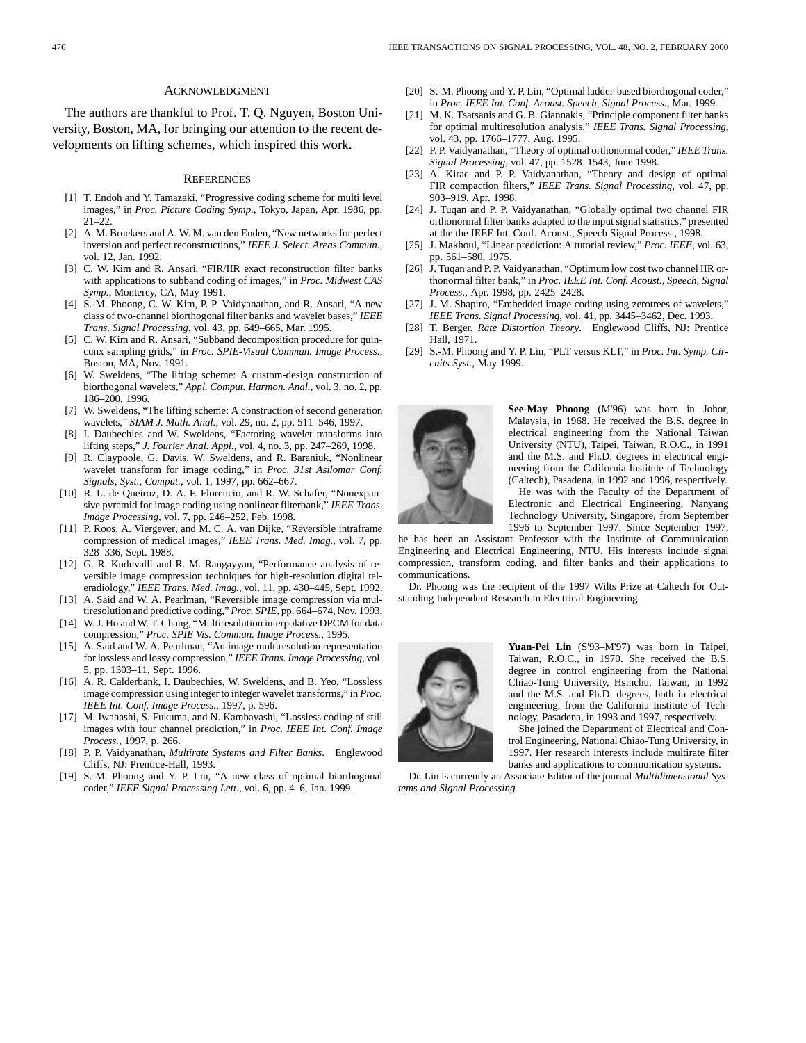## ACKNOWLEDGMENT

The authors are thankful to Prof. T. Q. Nguyen, Boston University, Boston, MA, for bringing our attention to the recent developments on lifting schemes, which inspired this work.

## REFERENCES

[1] T. Endoh and Y. Tamazaki, "Progressive coding scheme for multi level images," in *Proc. Picture Coding Symp.*, Tokyo, Japan, Apr. 1986, pp. 21–22.

[2] A. M. Bruekers and A. W. M. van den Enden, "New networks for perfect inversion and perfect reconstructions," *IEEE J. Select. Areas Commun.*, vol. 12, Jan. 1992.

[3] C. W. Kim and R. Ansari, "FIR/IIR exact reconstruction filter banks with applications to subband coding of images," in *Proc. Midwest CAS Symp.*, Monterey, CA, May 1991.

[4] S.-M. Phoong, C. W. Kim, P. P. Vaidyanathan, and R. Ansari, "A new class of two-channel biorthogonal filter banks and wavelet bases," *IEEE Trans. Signal Processing*, vol. 43, pp. 649–665, Mar. 1995.

[5] C. W. Kim and R. Ansari, "Subband decomposition procedure for quincunx sampling grids," in *Proc. SPIE-Visual Commun. Image Process.*, Boston, MA, Nov. 1991.

[6] W. Sweldens, "The lifting scheme: A custom-design construction of biorthogonal wavelets," *Appl. Comput. Harmon. Anal.*, vol. 3, no. 2, pp. 186–200, 1996.

[7] W. Sweldens, "The lifting scheme: A construction of second generation wavelets," *SIAM J. Math. Anal.*, vol. 29, no. 2, pp. 511–546, 1997.

[8] I. Daubechies and W. Sweldens, "Factoring wavelet transforms into lifting steps," *J. Fourier Anal. Appl.*, vol. 4, no. 3, pp. 247–269, 1998.

[9] R. Claypoole, G. Davis, W. Sweldens, and R. Baraniuk, "Nonlinear wavelet transform for image coding," in *Proc. 31st Asilomar Conf. Signals, Syst., Comput.*, vol. 1, 1997, pp. 662–667.

[10] R. L. de Queiroz, D. A. F. Florencio, and R. W. Schafer, "Nonexpansive pyramid for image coding using nonlinear filterbank," *IEEE Trans. Image Processing*, vol. 7, pp. 246–252, Feb. 1998.

[11] P. Roos, A. Viergever, and M. C. A. van Dijke, "Reversible intraframe compression of medical images," *IEEE Trans. Med. Imag.*, vol. 7, pp. 328–336, Sept. 1988.

[12] G. R. Kuduvalli and R. M. Rangayyan, "Performance analysis of reversible image compression techniques for high-resolution digital teleradiology," *IEEE Trans. Med. Imag.*, vol. 11, pp. 430–445, Sept. 1992.

[13] A. Said and W. A. Pearlman, "Reversible image compression via multiresolution and predictive coding," *Proc. SPIE*, pp. 664–674, Nov. 1993.

[14] W. J. Ho and W. T. Chang, "Multiresolution interpolative DPCM for data compression," *Proc. SPIE Vis. Commun. Image Process.*, 1995.

[15] A. Said and W. A. Pearlman, "An image multiresolution representation for lossless and lossy compression," *IEEE Trans. Image Processing*, vol. 5, pp. 1303–11, Sept. 1996.

[16] A. R. Calderbank, I. Daubechies, W. Sweldens, and B. Yeo, "Lossless image compression using integer to integer wavelet transforms," in *Proc. IEEE Int. Conf. Image Process.*, 1997, p. 596.

[17] M. Iwahashi, S. Fukuma, and N. Kambayashi, "Lossless coding of still images with four channel prediction," in *Proc. IEEE Int. Conf. Image Process.*, 1997, p. 266.

[18] P. P. Vaidyanathan, *Multirate Systems and Filter Banks*. Englewood Cliffs, NJ: Prentice-Hall, 1993.

[19] S.-M. Phoong and Y. P. Lin, "A new class of optimal biorthogonal coder," *IEEE Signal Processing Lett.*, vol. 6, pp. 4–6, Jan. 1999.

[20] S.-M. Phoong and Y. P. Lin, "Optimal ladder-based biorthogonal coder," in *Proc. IEEE Int. Conf. Acoust. Speech, Signal Process.*, Mar. 1999.

[21] M. K. Tsatsanis and G. B. Giannakis, "Principle component filter banks for optimal multiresolution analysis," *IEEE Trans. Signal Processing*, vol. 43, pp. 1766–1777, Aug. 1995.

[22] P. P. Vaidyanathan, "Theory of optimal orthonormal coder," *IEEE Trans. Signal Processing*, vol. 47, pp. 1528–1543, June 1998.

[23] A. Kirac and P. P. Vaidyanathan, "Theory and design of optimal FIR compaction filters," *IEEE Trans. Signal Processing*, vol. 47, pp. 903–919, Apr. 1998.

[24] J. Tuqan and P. P. Vaidyanathan, "Globally optimal two channel FIR orthonormal filter banks adapted to the input signal statistics," presented at the the IEEE Int. Conf. Acoust., Speech Signal Process., 1998.

[25] J. Makhoul, "Linear prediction: A tutorial review," *Proc. IEEE*, vol. 63, pp. 561–580, 1975.

[26] J. Tuqan and P. P. Vaidyanathan, "Optimum low cost two channel IIR orthonormal filter bank," in *Proc. IEEE Int. Conf. Acoust., Speech, Signal Process.*, Apr. 1998, pp. 2425–2428.

[27] J. M. Shapiro, "Embedded image coding using zerotrees of wavelets," *IEEE Trans. Signal Processing*, vol. 41, pp. 3445–3462, Dec. 1993.

[28] T. Berger, *Rate Distortion Theory*. Englewood Cliffs, NJ: Prentice Hall, 1971.

[29] S.-M. Phoong and Y. P. Lin, "PLT versus KLT," in *Proc. Int. Symp. Circuits Syst.*, May 1999.

**See-May Phoong** (M'96) was born in Johor, Malaysia, in 1968. He received the B.S. degree in electrical engineering from the National Taiwan University (NTU), Taipei, Taiwan, R.O.C., in 1991 and the M.S. and Ph.D. degrees in electrical engineering from the California Institute of Technology (Caltech), Pasadena, in 1992 and 1996, respectively.

He was with the Faculty of the Department of Electronic and Electrical Engineering, Nanyang Technology University, Singapore, from September 1996 to September 1997. Since September 1997, he has been an Assistant Professor with the Institute of Communication Engineering and Electrical Engineering, NTU. His interests include signal compression, transform coding, and filter banks and their applications to communications.

Dr. Phoong was the recipient of the 1997 Wilts Prize at Caltech for Outstanding Independent Research in Electrical Engineering.

**Yuan-Pei Lin** (S'93–M'97) was born in Taipei, Taiwan, R.O.C., in 1970. She received the B.S. degree in control engineering from the National Chiao-Tung University, Hsinchu, Taiwan, in 1992 and the M.S. and Ph.D. degrees, both in electrical engineering, from the California Institute of Technology, Pasadena, in 1993 and 1997, respectively.

She joined the Department of Electrical and Control Engineering, National Chiao-Tung University, in 1997. Her research interests include multirate filter banks and applications to communication systems.

Dr. Lin is currently an Associate Editor of the journal *Multidimensional Systems and Signal Processing.*